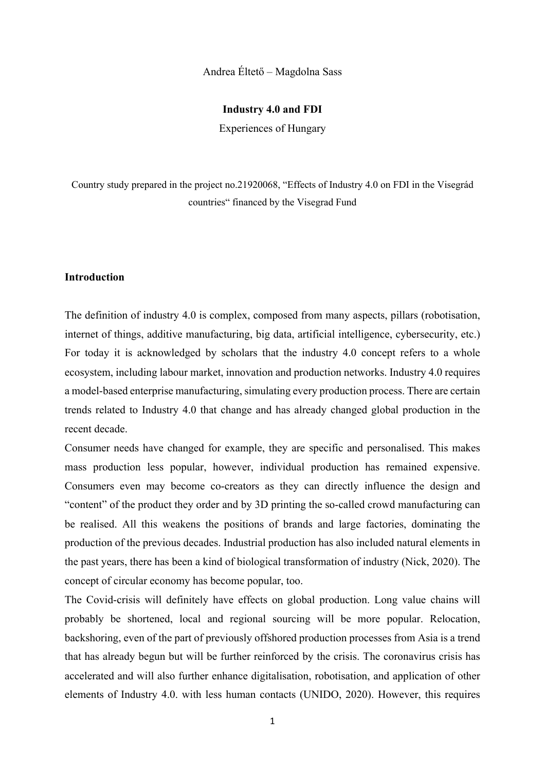Andrea Éltető – Magdolna Sass

# Industry 4.0 and FDI

Experiences of Hungary

Country study prepared in the project no.21920068, "Effects of Industry 4.0 on FDI in the Visegrád countries" financed by the Visegrad Fund

## Introduction

The definition of industry 4.0 is complex, composed from many aspects, pillars (robotisation, internet of things, additive manufacturing, big data, artificial intelligence, cybersecurity, etc.) For today it is acknowledged by scholars that the industry 4.0 concept refers to a whole ecosystem, including labour market, innovation and production networks. Industry 4.0 requires a model-based enterprise manufacturing, simulating every production process. There are certain trends related to Industry 4.0 that change and has already changed global production in the recent decade.

Consumer needs have changed for example, they are specific and personalised. This makes mass production less popular, however, individual production has remained expensive. Consumers even may become co-creators as they can directly influence the design and "content" of the product they order and by 3D printing the so-called crowd manufacturing can be realised. All this weakens the positions of brands and large factories, dominating the production of the previous decades. Industrial production has also included natural elements in the past years, there has been a kind of biological transformation of industry (Nick, 2020). The concept of circular economy has become popular, too.

The Covid-crisis will definitely have effects on global production. Long value chains will probably be shortened, local and regional sourcing will be more popular. Relocation, backshoring, even of the part of previously offshored production processes from Asia is a trend that has already begun but will be further reinforced by the crisis. The coronavirus crisis has accelerated and will also further enhance digitalisation, robotisation, and application of other elements of Industry 4.0. with less human contacts (UNIDO, 2020). However, this requires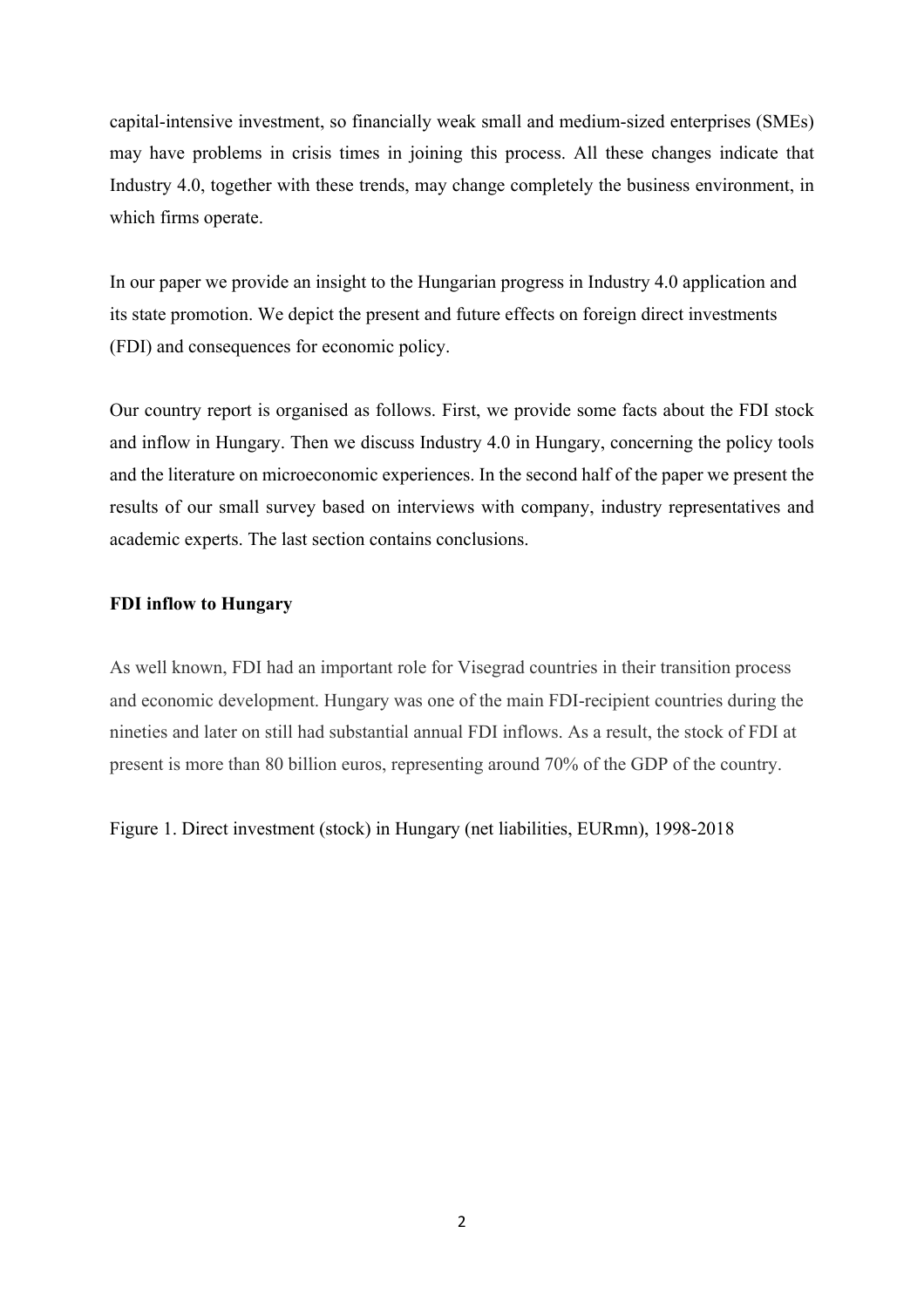capital-intensive investment, so financially weak small and medium-sized enterprises (SMEs) may have problems in crisis times in joining this process. All these changes indicate that Industry 4.0, together with these trends, may change completely the business environment, in which firms operate.

In our paper we provide an insight to the Hungarian progress in Industry 4.0 application and its state promotion. We depict the present and future effects on foreign direct investments (FDI) and consequences for economic policy.

Our country report is organised as follows. First, we provide some facts about the FDI stock and inflow in Hungary. Then we discuss Industry 4.0 in Hungary, concerning the policy tools and the literature on microeconomic experiences. In the second half of the paper we present the results of our small survey based on interviews with company, industry representatives and academic experts. The last section contains conclusions.

**FDI inflow to Hungary**

As well known, FDI had an important role for Visegrad countries in their transition process and economic development. Hungary was one of the main FDI-recipient countries during the nineties and later on still had substantial annual FDI inflows. As a result, the stock of FDI at present is more than 80 billion euros, representing around 70% of the GDP of the country.

Figure 1. Direct investment (stock) in Hungary (net liabilities, EURmn), 1998-2018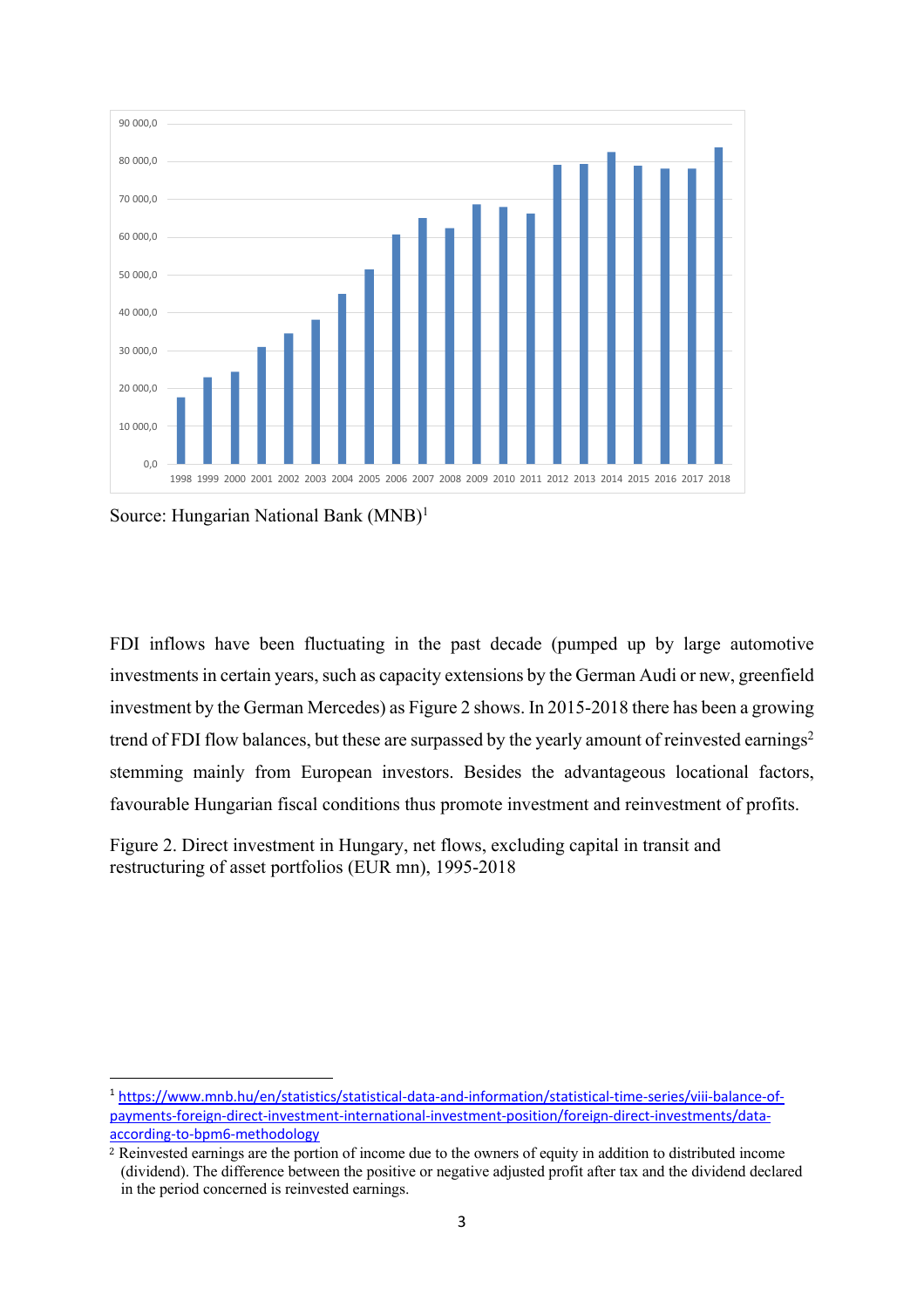Source: Hungarian National Bank (MNB)[1]

FDI inflows have been fluctuating in the past decade (pumped up by large automotive investments in certain years, such as capacity extensions by the German Audi or new, greenfield investment by the German Mercedes) as Figure 2 shows. In 2015-2018 there has been a growing trend of FDI flow balances, but these are surpassed by the yearly amount of reinvested earnings[2] stemming mainly from European investors. Besides the advantageous locational factors, favourable Hungarian fiscal conditions thus promote investment and reinvestment of profits.

Figure 2. Direct investment in Hungary, net flows, excluding capital in transit and restructuring of asset portfolios (EUR mn), 1995-2018

---

[1] https://www.mnb.hu/en/statistics/statistical-data-and-information/statistical-time-series/viii-balance-of-payments-foreign-direct-investment-international-investment-position/foreign-direct-investments/data-according-to-bpm6-methodology

[2] Reinvested earnings are the portion of income due to the owners of equity in addition to distributed income (dividend). The difference between the positive or negative adjusted profit after tax and the dividend declared in the period concerned is reinvested earnings.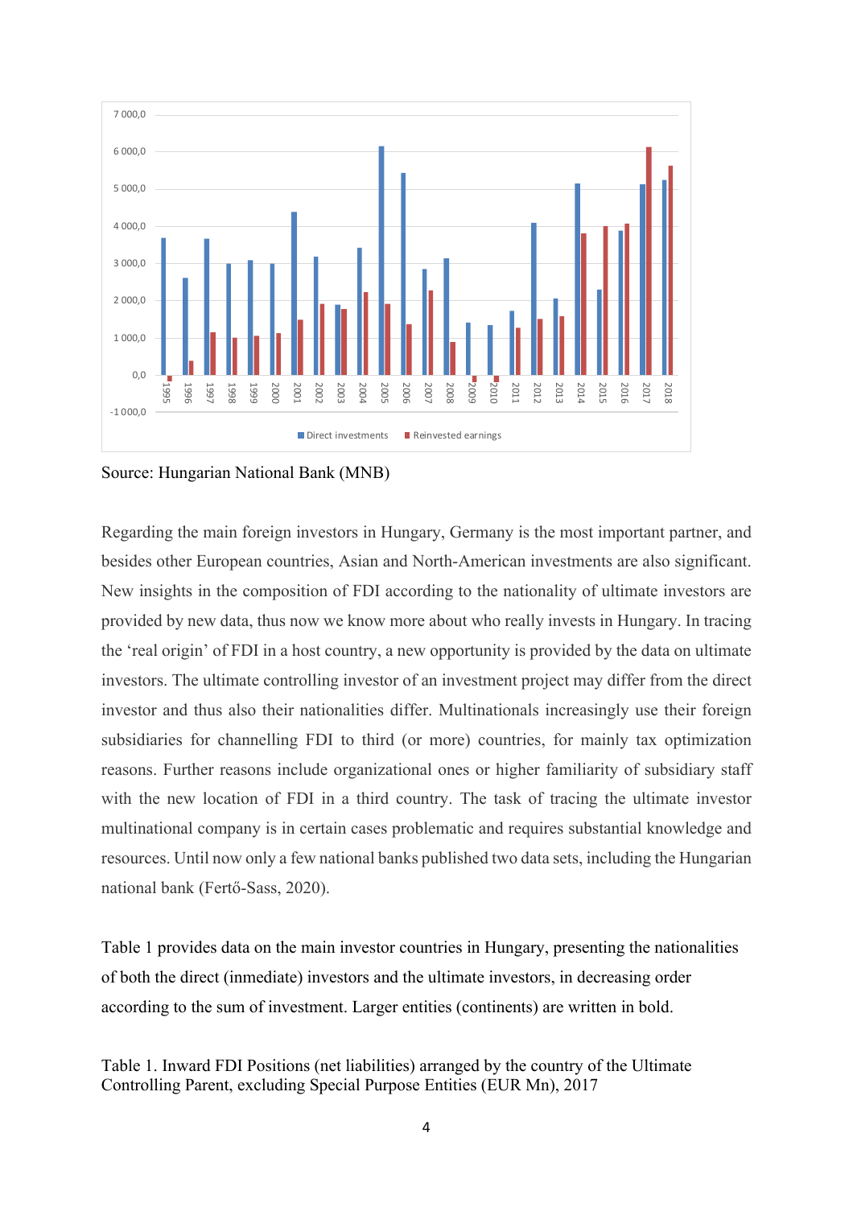Source: Hungarian National Bank (MNB)

Regarding the main foreign investors in Hungary, Germany is the most important partner, and besides other European countries, Asian and North-American investments are also significant. New insights in the composition of FDI according to the nationality of ultimate investors are provided by new data, thus now we know more about who really invests in Hungary. In tracing the 'real origin' of FDI in a host country, a new opportunity is provided by the data on ultimate investors. The ultimate controlling investor of an investment project may differ from the direct investor and thus also their nationalities differ. Multinationals increasingly use their foreign subsidiaries for channelling FDI to third (or more) countries, for mainly tax optimization reasons. Further reasons include organizational ones or higher familiarity of subsidiary staff with the new location of FDI in a third country. The task of tracing the ultimate investor multinational company is in certain cases problematic and requires substantial knowledge and resources. Until now only a few national banks published two data sets, including the Hungarian national bank (Fertő-Sass, 2020).

Table 1 provides data on the main investor countries in Hungary, presenting the nationalities of both the direct (inmediate) investors and the ultimate investors, in decreasing order according to the sum of investment. Larger entities (continents) are written in bold.

Table 1. Inward FDI Positions (net liabilities) arranged by the country of the Ultimate Controlling Parent, excluding Special Purpose Entities (EUR Mn), 2017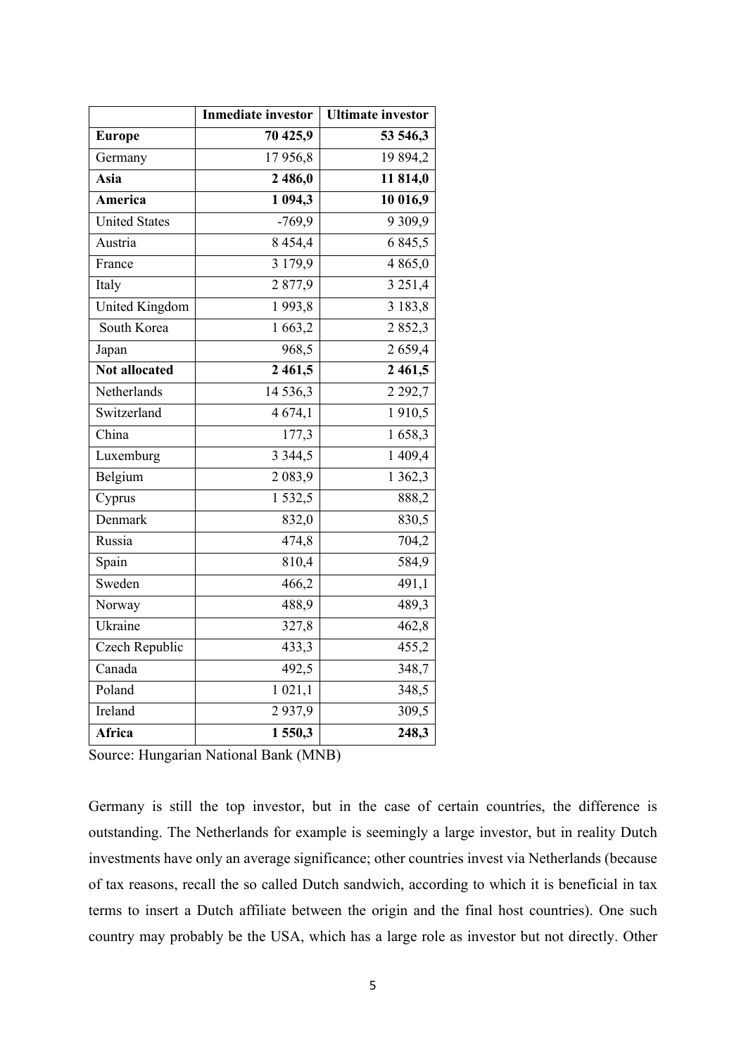| | **Inmediate investor** | **Ultimate investor** |
|---|---|---|
| **Europe** | **70 425,9** | **53 546,3** |
| Germany | 17 956,8 | 19 894,2 |
| **Asia** | **2 486,0** | **11 814,0** |
| **America** | **1 094,3** | **10 016,9** |
| United States | -769,9 | 9 309,9 |
| Austria | 8 454,4 | 6 845,5 |
| France | 3 179,9 | 4 865,0 |
| Italy | 2 877,9 | 3 251,4 |
| United Kingdom | 1 993,8 | 3 183,8 |
| South Korea | 1 663,2 | 2 852,3 |
| Japan | 968,5 | 2 659,4 |
| **Not allocated** | **2 461,5** | **2 461,5** |
| Netherlands | 14 536,3 | 2 292,7 |
| Switzerland | 4 674,1 | 1 910,5 |
| China | 177,3 | 1 658,3 |
| Luxemburg | 3 344,5 | 1 409,4 |
| Belgium | 2 083,9 | 1 362,3 |
| Cyprus | 1 532,5 | 888,2 |
| Denmark | 832,0 | 830,5 |
| Russia | 474,8 | 704,2 |
| Spain | 810,4 | 584,9 |
| Sweden | 466,2 | 491,1 |
| Norway | 488,9 | 489,3 |
| Ukraine | 327,8 | 462,8 |
| Czech Republic | 433,3 | 455,2 |
| Canada | 492,5 | 348,7 |
| Poland | 1 021,1 | 348,5 |
| Ireland | 2 937,9 | 309,5 |
| **Africa** | **1 550,3** | **248,3** |

Source: Hungarian National Bank (MNB)

Germany is still the top investor, but in the case of certain countries, the difference is outstanding. The Netherlands for example is seemingly a large investor, but in reality Dutch investments have only an average significance; other countries invest via Netherlands (because of tax reasons, recall the so called Dutch sandwich, according to which it is beneficial in tax terms to insert a Dutch affiliate between the origin and the final host countries). One such country may probably be the USA, which has a large role as investor but not directly. Other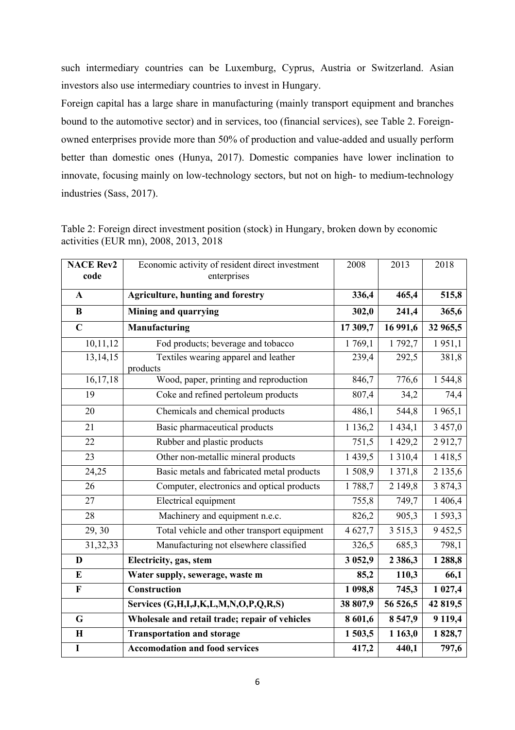such intermediary countries can be Luxemburg, Cyprus, Austria or Switzerland. Asian investors also use intermediary countries to invest in Hungary.

Foreign capital has a large share in manufacturing (mainly transport equipment and branches bound to the automotive sector) and in services, too (financial services), see Table 2. Foreign-owned enterprises provide more than 50% of production and value-added and usually perform better than domestic ones (Hunya, 2017). Domestic companies have lower inclination to innovate, focusing mainly on low-technology sectors, but not on high- to medium-technology industries (Sass, 2017).

Table 2: Foreign direct investment position (stock) in Hungary, broken down by economic activities (EUR mn), 2008, 2013, 2018

| NACE Rev2 code | Economic activity of resident direct investment enterprises | 2008 | 2013 | 2018 |
|---|---|---|---|---|
| **A** | **Agriculture, hunting and forestry** | **336,4** | **465,4** | **515,8** |
| **B** | **Mining and quarrying** | **302,0** | **241,4** | **365,6** |
| **C** | **Manufacturing** | **17 309,7** | **16 991,6** | **32 965,5** |
| 10,11,12 | Fod products; beverage and tobacco | 1 769,1 | 1 792,7 | 1 951,1 |
| 13,14,15 | Textiles wearing apparel and leather products | 239,4 | 292,5 | 381,8 |
| 16,17,18 | Wood, paper, printing and reproduction | 846,7 | 776,6 | 1 544,8 |
| 19 | Coke and refined pertoleum products | 807,4 | 34,2 | 74,4 |
| 20 | Chemicals and chemical products | 486,1 | 544,8 | 1 965,1 |
| 21 | Basic pharmaceutical products | 1 136,2 | 1 434,1 | 3 457,0 |
| 22 | Rubber and plastic products | 751,5 | 1 429,2 | 2 912,7 |
| 23 | Other non-metallic mineral products | 1 439,5 | 1 310,4 | 1 418,5 |
| 24,25 | Basic metals and fabricated metal products | 1 508,9 | 1 371,8 | 2 135,6 |
| 26 | Computer, electronics and optical products | 1 788,7 | 2 149,8 | 3 874,3 |
| 27 | Electrical equipment | 755,8 | 749,7 | 1 406,4 |
| 28 | Machinery and equipment n.e.c. | 826,2 | 905,3 | 1 593,3 |
| 29, 30 | Total vehicle and other transport equipment | 4 627,7 | 3 515,3 | 9 452,5 |
| 31,32,33 | Manufacturing not elsewhere classified | 326,5 | 685,3 | 798,1 |
| **D** | **Electricity, gas, stem** | **3 052,9** | **2 386,3** | **1 288,8** |
| **E** | **Water supply, sewerage, waste m** | **85,2** | **110,3** | **66,1** |
| **F** | **Construction** | **1 098,8** | **745,3** | **1 027,4** |
| | **Services (G,H,I,J,K,L,M,N,O,P,Q,R,S)** | **38 807,9** | **56 526,5** | **42 819,5** |
| **G** | **Wholesale and retail trade; repair of vehicles** | **8 601,6** | **8 547,9** | **9 119,4** |
| **H** | **Transportation and storage** | **1 503,5** | **1 163,0** | **1 828,7** |
| **I** | **Accomodation and food services** | **417,2** | **440,1** | **797,6** |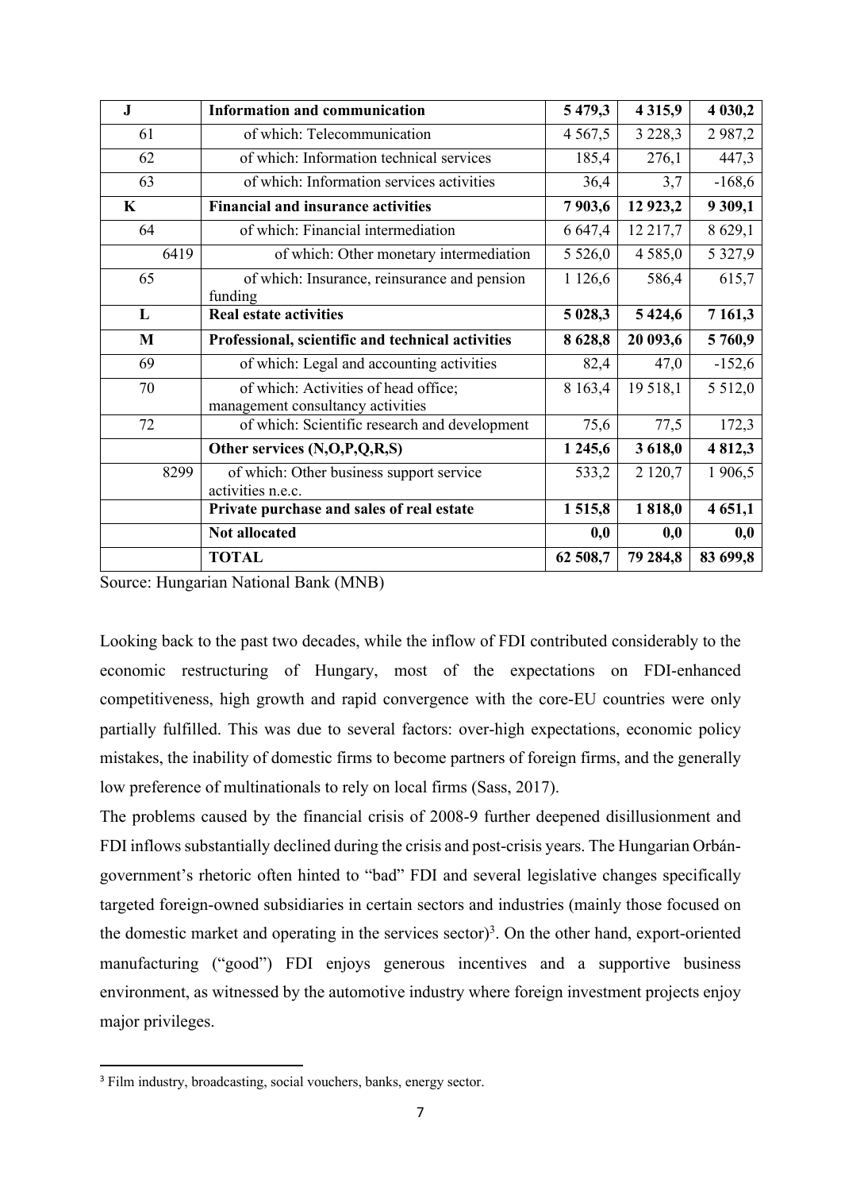| J | **Information and communication** | **5 479,3** | **4 315,9** | **4 030,2** |
|---|---|---|---|---|
| 61 | of which: Telecommunication | 4 567,5 | 3 228,3 | 2 987,2 |
| 62 | of which: Information technical services | 185,4 | 276,1 | 447,3 |
| 63 | of which: Information services activities | 36,4 | 3,7 | -168,6 |
| **K** | **Financial and insurance activities** | **7 903,6** | **12 923,2** | **9 309,1** |
| 64 | of which: Financial intermediation | 6 647,4 | 12 217,7 | 8 629,1 |
| 6419 | of which: Other monetary intermediation | 5 526,0 | 4 585,0 | 5 327,9 |
| 65 | of which: Insurance, reinsurance and pension funding | 1 126,6 | 586,4 | 615,7 |
| **L** | **Real estate activities** | **5 028,3** | **5 424,6** | **7 161,3** |
| **M** | **Professional, scientific and technical activities** | **8 628,8** | **20 093,6** | **5 760,9** |
| 69 | of which: Legal and accounting activities | 82,4 | 47,0 | -152,6 |
| 70 | of which: Activities of head office; management consultancy activities | 8 163,4 | 19 518,1 | 5 512,0 |
| 72 | of which: Scientific research and development | 75,6 | 77,5 | 172,3 |
| | **Other services (N,O,P,Q,R,S)** | **1 245,6** | **3 618,0** | **4 812,3** |
| 8299 | of which: Other business support service activities n.e.c. | 533,2 | 2 120,7 | 1 906,5 |
| | **Private purchase and sales of real estate** | **1 515,8** | **1 818,0** | **4 651,1** |
| | **Not allocated** | **0,0** | **0,0** | **0,0** |
| | **TOTAL** | **62 508,7** | **79 284,8** | **83 699,8** |

Source: Hungarian National Bank (MNB)

Looking back to the past two decades, while the inflow of FDI contributed considerably to the economic restructuring of Hungary, most of the expectations on FDI-enhanced competitiveness, high growth and rapid convergence with the core-EU countries were only partially fulfilled. This was due to several factors: over-high expectations, economic policy mistakes, the inability of domestic firms to become partners of foreign firms, and the generally low preference of multinationals to rely on local firms (Sass, 2017).

The problems caused by the financial crisis of 2008-9 further deepened disillusionment and FDI inflows substantially declined during the crisis and post-crisis years. The Hungarian Orbán-government's rhetoric often hinted to "bad" FDI and several legislative changes specifically targeted foreign-owned subsidiaries in certain sectors and industries (mainly those focused on the domestic market and operating in the services sector)[3]. On the other hand, export-oriented manufacturing ("good") FDI enjoys generous incentives and a supportive business environment, as witnessed by the automotive industry where foreign investment projects enjoy major privileges.

[3] Film industry, broadcasting, social vouchers, banks, energy sector.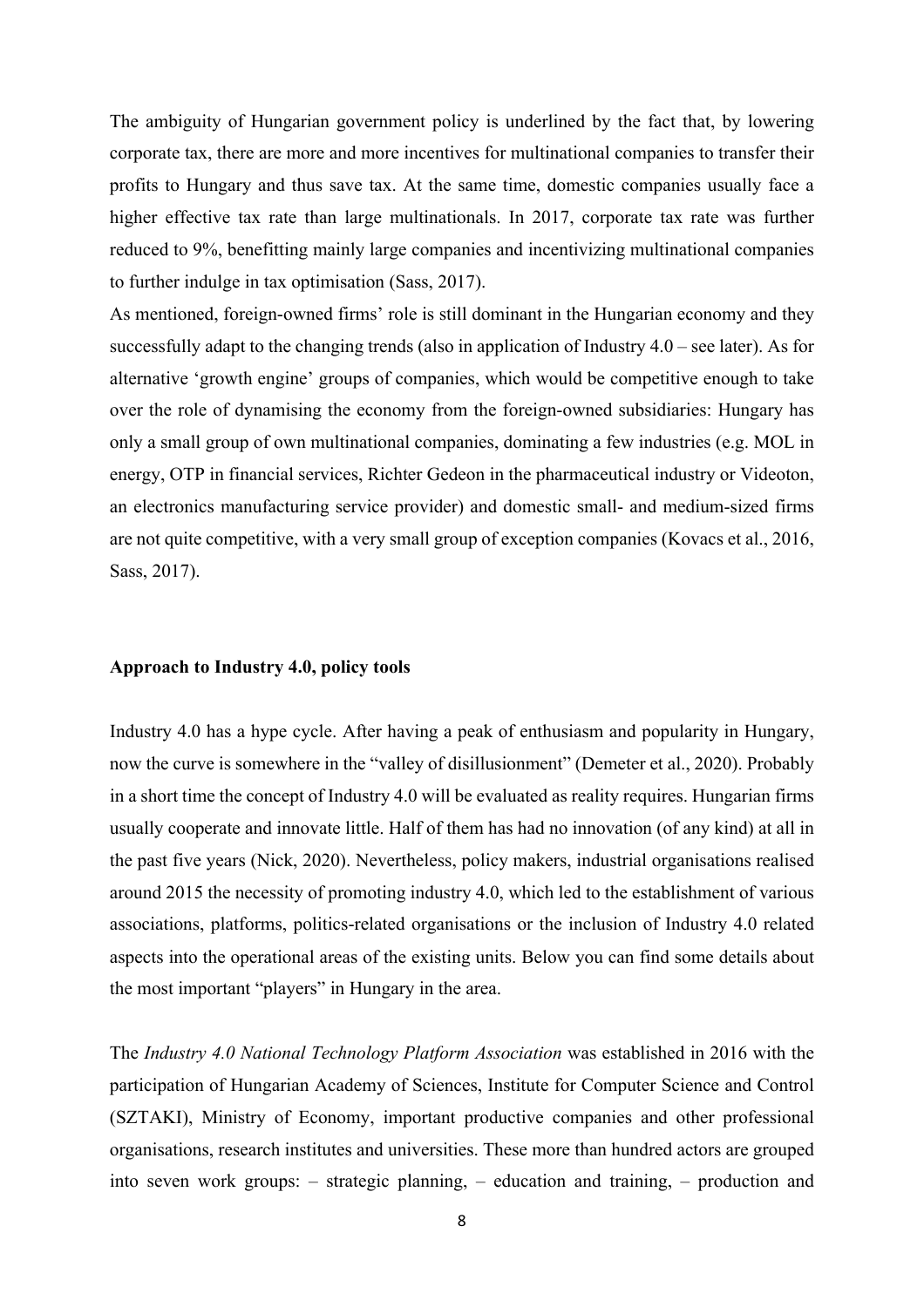The ambiguity of Hungarian government policy is underlined by the fact that, by lowering corporate tax, there are more and more incentives for multinational companies to transfer their profits to Hungary and thus save tax. At the same time, domestic companies usually face a higher effective tax rate than large multinationals. In 2017, corporate tax rate was further reduced to 9%, benefitting mainly large companies and incentivizing multinational companies to further indulge in tax optimisation (Sass, 2017).

As mentioned, foreign-owned firms' role is still dominant in the Hungarian economy and they successfully adapt to the changing trends (also in application of Industry 4.0 – see later). As for alternative 'growth engine' groups of companies, which would be competitive enough to take over the role of dynamising the economy from the foreign-owned subsidiaries: Hungary has only a small group of own multinational companies, dominating a few industries (e.g. MOL in energy, OTP in financial services, Richter Gedeon in the pharmaceutical industry or Videoton, an electronics manufacturing service provider) and domestic small- and medium-sized firms are not quite competitive, with a very small group of exception companies (Kovacs et al., 2016, Sass, 2017).

**Approach to Industry 4.0, policy tools**

Industry 4.0 has a hype cycle. After having a peak of enthusiasm and popularity in Hungary, now the curve is somewhere in the "valley of disillusionment" (Demeter et al., 2020). Probably in a short time the concept of Industry 4.0 will be evaluated as reality requires. Hungarian firms usually cooperate and innovate little. Half of them has had no innovation (of any kind) at all in the past five years (Nick, 2020). Nevertheless, policy makers, industrial organisations realised around 2015 the necessity of promoting industry 4.0, which led to the establishment of various associations, platforms, politics-related organisations or the inclusion of Industry 4.0 related aspects into the operational areas of the existing units. Below you can find some details about the most important "players" in Hungary in the area.

The *Industry 4.0 National Technology Platform Association* was established in 2016 with the participation of Hungarian Academy of Sciences, Institute for Computer Science and Control (SZTAKI), Ministry of Economy, important productive companies and other professional organisations, research institutes and universities. These more than hundred actors are grouped into seven work groups: – strategic planning, – education and training, – production and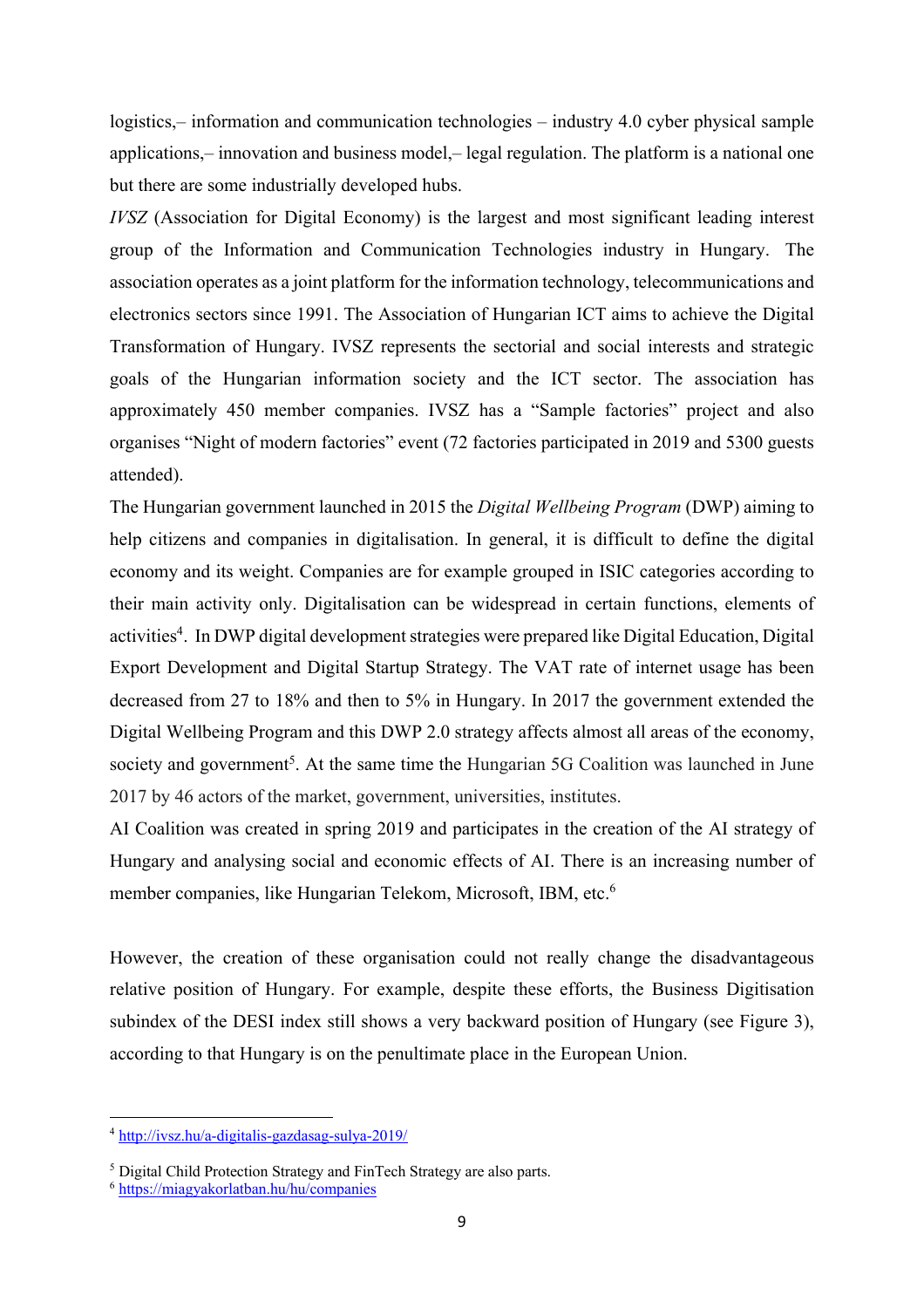logistics,– information and communication technologies – industry 4.0 cyber physical sample applications,– innovation and business model,– legal regulation. The platform is a national one but there are some industrially developed hubs.

*IVSZ* (Association for Digital Economy) is the largest and most significant leading interest group of the Information and Communication Technologies industry in Hungary. The association operates as a joint platform for the information technology, telecommunications and electronics sectors since 1991. The Association of Hungarian ICT aims to achieve the Digital Transformation of Hungary. IVSZ represents the sectorial and social interests and strategic goals of the Hungarian information society and the ICT sector. The association has approximately 450 member companies. IVSZ has a "Sample factories" project and also organises "Night of modern factories" event (72 factories participated in 2019 and 5300 guests attended).

The Hungarian government launched in 2015 the *Digital Wellbeing Program* (DWP) aiming to help citizens and companies in digitalisation. In general, it is difficult to define the digital economy and its weight. Companies are for example grouped in ISIC categories according to their main activity only. Digitalisation can be widespread in certain functions, elements of activities[4]. In DWP digital development strategies were prepared like Digital Education, Digital Export Development and Digital Startup Strategy. The VAT rate of internet usage has been decreased from 27 to 18% and then to 5% in Hungary. In 2017 the government extended the Digital Wellbeing Program and this DWP 2.0 strategy affects almost all areas of the economy, society and government[5]. At the same time the Hungarian 5G Coalition was launched in June 2017 by 46 actors of the market, government, universities, institutes.

AI Coalition was created in spring 2019 and participates in the creation of the AI strategy of Hungary and analysing social and economic effects of AI. There is an increasing number of member companies, like Hungarian Telekom, Microsoft, IBM, etc.[6]

However, the creation of these organisation could not really change the disadvantageous relative position of Hungary. For example, despite these efforts, the Business Digitisation subindex of the DESI index still shows a very backward position of Hungary (see Figure 3), according to that Hungary is on the penultimate place in the European Union.

---

[4] http://ivsz.hu/a-digitalis-gazdasag-sulya-2019/

[5] Digital Child Protection Strategy and FinTech Strategy are also parts.

[6] https://miagyakorlatban.hu/hu/companies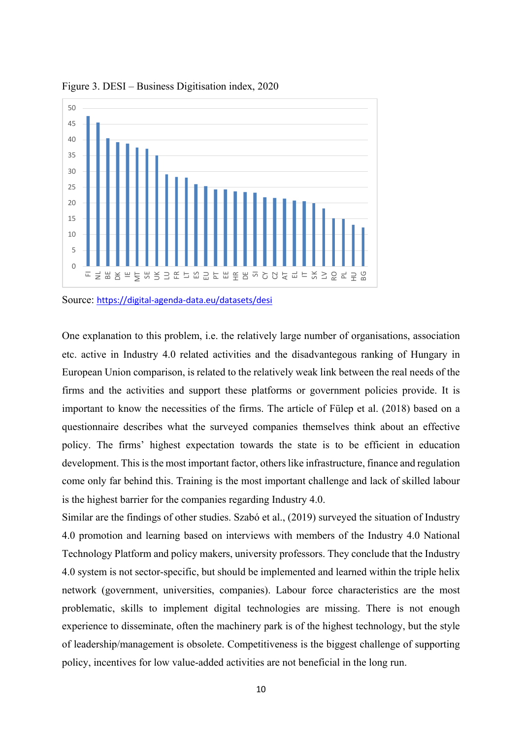Figure 3. DESI – Business Digitisation index, 2020

Source: https://digital-agenda-data.eu/datasets/desi

One explanation to this problem, i.e. the relatively large number of organisations, association etc. active in Industry 4.0 related activities and the disadvantegous ranking of Hungary in European Union comparison, is related to the relatively weak link between the real needs of the firms and the activities and support these platforms or government policies provide. It is important to know the necessities of the firms. The article of Fülep et al. (2018) based on a questionnaire describes what the surveyed companies themselves think about an effective policy. The firms' highest expectation towards the state is to be efficient in education development. This is the most important factor, others like infrastructure, finance and regulation come only far behind this. Training is the most important challenge and lack of skilled labour is the highest barrier for the companies regarding Industry 4.0.

Similar are the findings of other studies. Szabó et al., (2019) surveyed the situation of Industry 4.0 promotion and learning based on interviews with members of the Industry 4.0 National Technology Platform and policy makers, university professors. They conclude that the Industry 4.0 system is not sector-specific, but should be implemented and learned within the triple helix network (government, universities, companies). Labour force characteristics are the most problematic, skills to implement digital technologies are missing. There is not enough experience to disseminate, often the machinery park is of the highest technology, but the style of leadership/management is obsolete. Competitiveness is the biggest challenge of supporting policy, incentives for low value-added activities are not beneficial in the long run.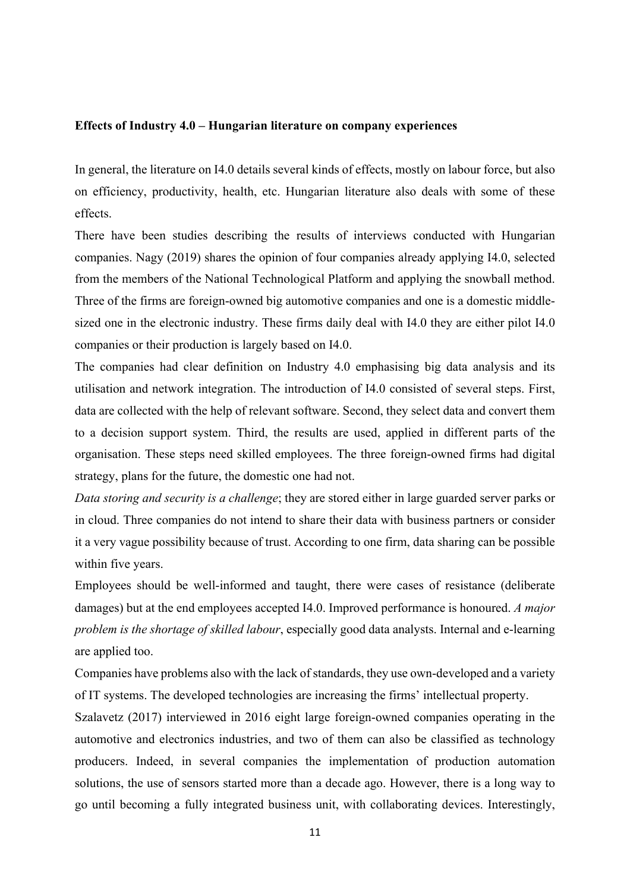**Effects of Industry 4.0 – Hungarian literature on company experiences**

In general, the literature on I4.0 details several kinds of effects, mostly on labour force, but also on efficiency, productivity, health, etc. Hungarian literature also deals with some of these effects.

There have been studies describing the results of interviews conducted with Hungarian companies. Nagy (2019) shares the opinion of four companies already applying I4.0, selected from the members of the National Technological Platform and applying the snowball method. Three of the firms are foreign-owned big automotive companies and one is a domestic middle-sized one in the electronic industry. These firms daily deal with I4.0 they are either pilot I4.0 companies or their production is largely based on I4.0.

The companies had clear definition on Industry 4.0 emphasising big data analysis and its utilisation and network integration. The introduction of I4.0 consisted of several steps. First, data are collected with the help of relevant software. Second, they select data and convert them to a decision support system. Third, the results are used, applied in different parts of the organisation. These steps need skilled employees. The three foreign-owned firms had digital strategy, plans for the future, the domestic one had not.

*Data storing and security is a challenge*; they are stored either in large guarded server parks or in cloud. Three companies do not intend to share their data with business partners or consider it a very vague possibility because of trust. According to one firm, data sharing can be possible within five years.

Employees should be well-informed and taught, there were cases of resistance (deliberate damages) but at the end employees accepted I4.0. Improved performance is honoured. *A major problem is the shortage of skilled labour*, especially good data analysts. Internal and e-learning are applied too.

Companies have problems also with the lack of standards, they use own-developed and a variety of IT systems. The developed technologies are increasing the firms' intellectual property.

Szalavetz (2017) interviewed in 2016 eight large foreign-owned companies operating in the automotive and electronics industries, and two of them can also be classified as technology producers. Indeed, in several companies the implementation of production automation solutions, the use of sensors started more than a decade ago. However, there is a long way to go until becoming a fully integrated business unit, with collaborating devices. Interestingly,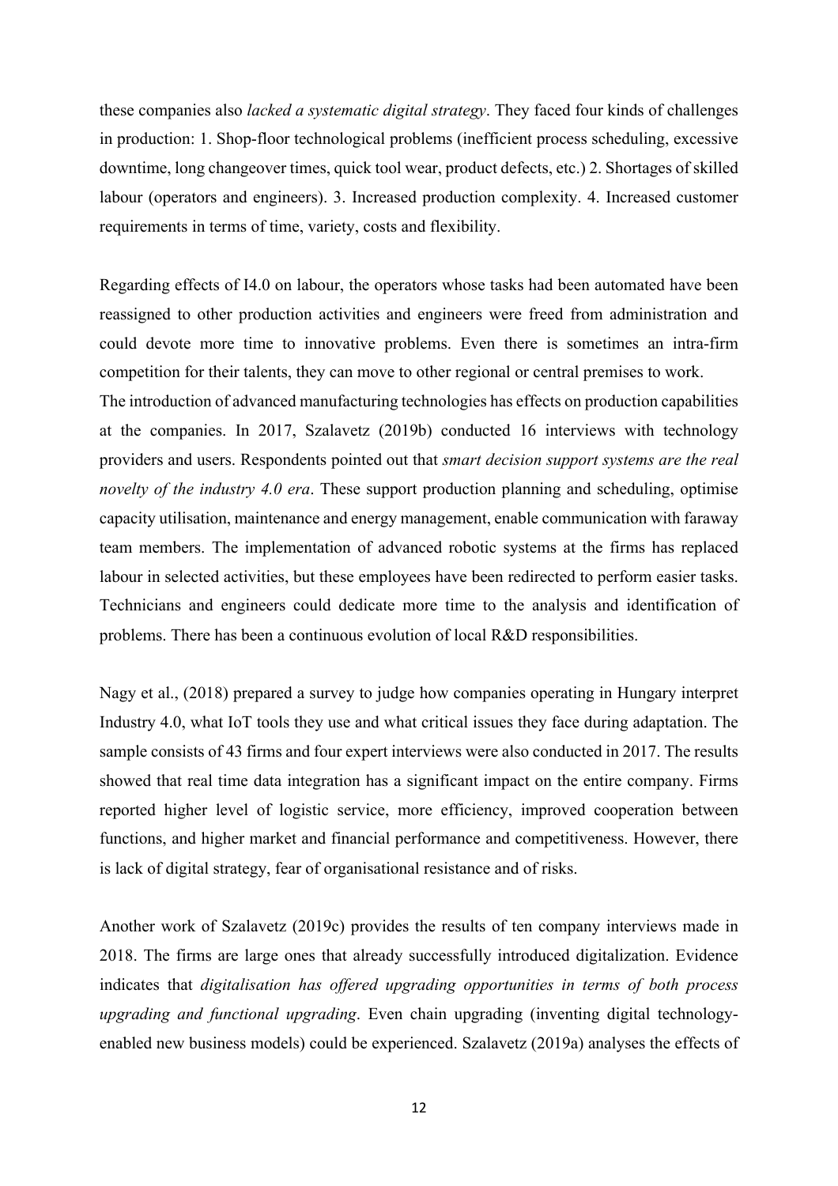these companies also *lacked a systematic digital strategy*. They faced four kinds of challenges in production: 1. Shop-floor technological problems (inefficient process scheduling, excessive downtime, long changeover times, quick tool wear, product defects, etc.) 2. Shortages of skilled labour (operators and engineers). 3. Increased production complexity. 4. Increased customer requirements in terms of time, variety, costs and flexibility.

Regarding effects of I4.0 on labour, the operators whose tasks had been automated have been reassigned to other production activities and engineers were freed from administration and could devote more time to innovative problems. Even there is sometimes an intra-firm competition for their talents, they can move to other regional or central premises to work.
The introduction of advanced manufacturing technologies has effects on production capabilities at the companies. In 2017, Szalavetz (2019b) conducted 16 interviews with technology providers and users. Respondents pointed out that *smart decision support systems are the real novelty of the industry 4.0 era*. These support production planning and scheduling, optimise capacity utilisation, maintenance and energy management, enable communication with faraway team members. The implementation of advanced robotic systems at the firms has replaced labour in selected activities, but these employees have been redirected to perform easier tasks. Technicians and engineers could dedicate more time to the analysis and identification of problems. There has been a continuous evolution of local R&D responsibilities.

Nagy et al., (2018) prepared a survey to judge how companies operating in Hungary interpret Industry 4.0, what IoT tools they use and what critical issues they face during adaptation. The sample consists of 43 firms and four expert interviews were also conducted in 2017. The results showed that real time data integration has a significant impact on the entire company. Firms reported higher level of logistic service, more efficiency, improved cooperation between functions, and higher market and financial performance and competitiveness. However, there is lack of digital strategy, fear of organisational resistance and of risks.

Another work of Szalavetz (2019c) provides the results of ten company interviews made in 2018. The firms are large ones that already successfully introduced digitalization. Evidence indicates that *digitalisation has offered upgrading opportunities in terms of both process upgrading and functional upgrading*. Even chain upgrading (inventing digital technology-enabled new business models) could be experienced. Szalavetz (2019a) analyses the effects of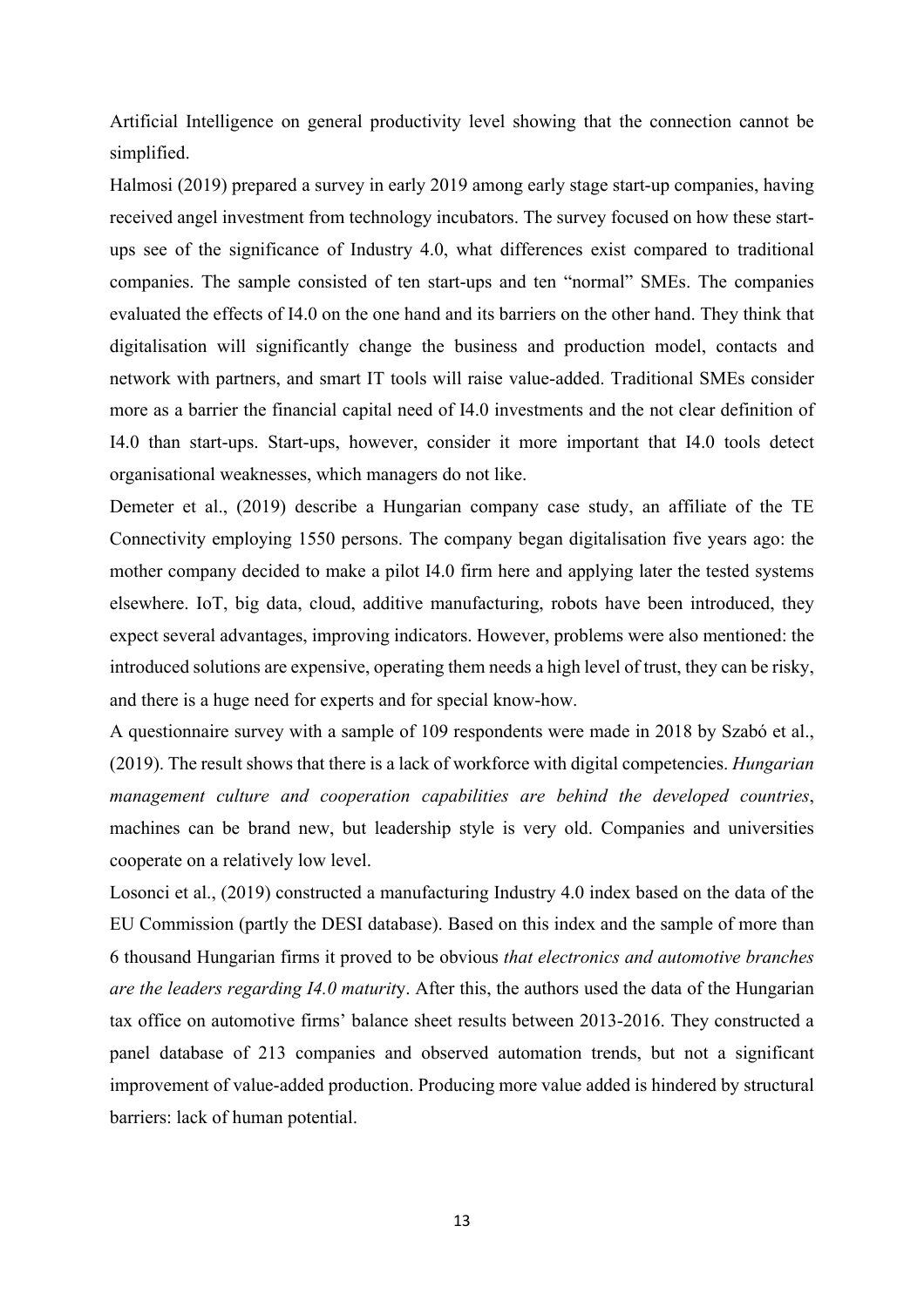Artificial Intelligence on general productivity level showing that the connection cannot be simplified.

Halmosi (2019) prepared a survey in early 2019 among early stage start-up companies, having received angel investment from technology incubators. The survey focused on how these start-ups see of the significance of Industry 4.0, what differences exist compared to traditional companies. The sample consisted of ten start-ups and ten "normal" SMEs. The companies evaluated the effects of I4.0 on the one hand and its barriers on the other hand. They think that digitalisation will significantly change the business and production model, contacts and network with partners, and smart IT tools will raise value-added. Traditional SMEs consider more as a barrier the financial capital need of I4.0 investments and the not clear definition of I4.0 than start-ups. Start-ups, however, consider it more important that I4.0 tools detect organisational weaknesses, which managers do not like.

Demeter et al., (2019) describe a Hungarian company case study, an affiliate of the TE Connectivity employing 1550 persons. The company began digitalisation five years ago: the mother company decided to make a pilot I4.0 firm here and applying later the tested systems elsewhere. IoT, big data, cloud, additive manufacturing, robots have been introduced, they expect several advantages, improving indicators. However, problems were also mentioned: the introduced solutions are expensive, operating them needs a high level of trust, they can be risky, and there is a huge need for experts and for special know-how.

A questionnaire survey with a sample of 109 respondents were made in 2018 by Szabó et al., (2019). The result shows that there is a lack of workforce with digital competencies. *Hungarian management culture and cooperation capabilities are behind the developed countries*, machines can be brand new, but leadership style is very old. Companies and universities cooperate on a relatively low level.

Losonci et al., (2019) constructed a manufacturing Industry 4.0 index based on the data of the EU Commission (partly the DESI database). Based on this index and the sample of more than 6 thousand Hungarian firms it proved to be obvious *that electronics and automotive branches are the leaders regarding I4.0 maturity*. After this, the authors used the data of the Hungarian tax office on automotive firms' balance sheet results between 2013-2016. They constructed a panel database of 213 companies and observed automation trends, but not a significant improvement of value-added production. Producing more value added is hindered by structural barriers: lack of human potential.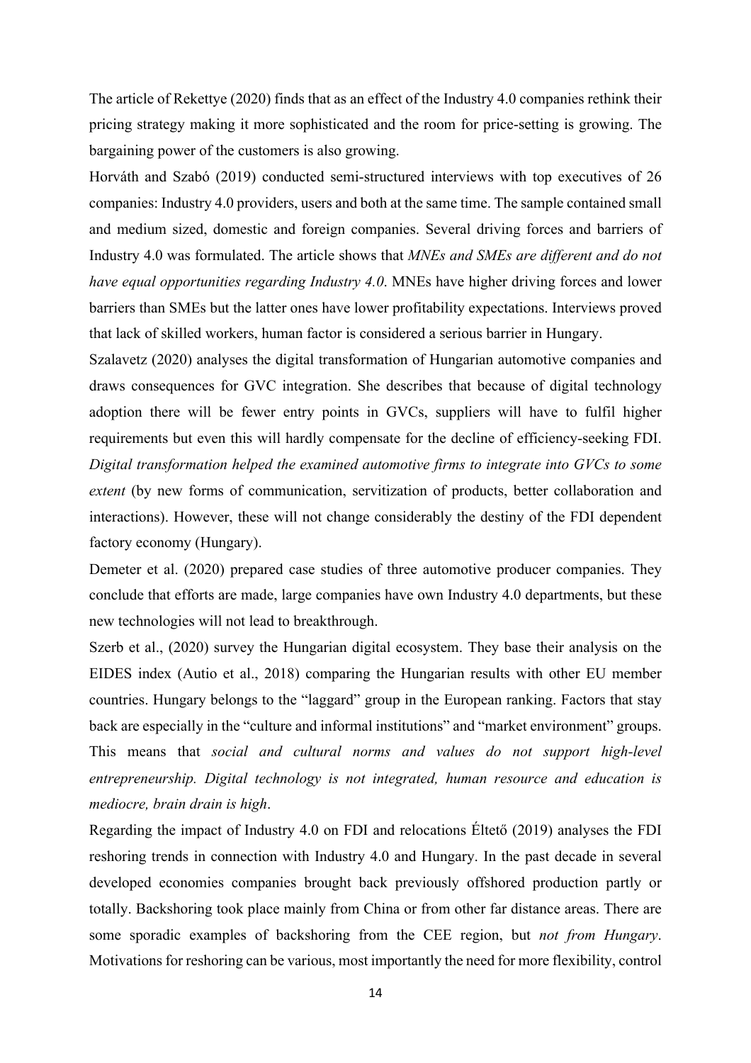The article of Rekettye (2020) finds that as an effect of the Industry 4.0 companies rethink their pricing strategy making it more sophisticated and the room for price-setting is growing. The bargaining power of the customers is also growing.

Horváth and Szabó (2019) conducted semi-structured interviews with top executives of 26 companies: Industry 4.0 providers, users and both at the same time. The sample contained small and medium sized, domestic and foreign companies. Several driving forces and barriers of Industry 4.0 was formulated. The article shows that *MNEs and SMEs are different and do not have equal opportunities regarding Industry 4.0*. MNEs have higher driving forces and lower barriers than SMEs but the latter ones have lower profitability expectations. Interviews proved that lack of skilled workers, human factor is considered a serious barrier in Hungary.

Szalavetz (2020) analyses the digital transformation of Hungarian automotive companies and draws consequences for GVC integration. She describes that because of digital technology adoption there will be fewer entry points in GVCs, suppliers will have to fulfil higher requirements but even this will hardly compensate for the decline of efficiency-seeking FDI. *Digital transformation helped the examined automotive firms to integrate into GVCs to some extent* (by new forms of communication, servitization of products, better collaboration and interactions). However, these will not change considerably the destiny of the FDI dependent factory economy (Hungary).

Demeter et al. (2020) prepared case studies of three automotive producer companies. They conclude that efforts are made, large companies have own Industry 4.0 departments, but these new technologies will not lead to breakthrough.

Szerb et al., (2020) survey the Hungarian digital ecosystem. They base their analysis on the EIDES index (Autio et al., 2018) comparing the Hungarian results with other EU member countries. Hungary belongs to the "laggard" group in the European ranking. Factors that stay back are especially in the "culture and informal institutions" and "market environment" groups. This means that *social and cultural norms and values do not support high-level entrepreneurship. Digital technology is not integrated, human resource and education is mediocre, brain drain is high*.

Regarding the impact of Industry 4.0 on FDI and relocations Éltető (2019) analyses the FDI reshoring trends in connection with Industry 4.0 and Hungary. In the past decade in several developed economies companies brought back previously offshored production partly or totally. Backshoring took place mainly from China or from other far distance areas. There are some sporadic examples of backshoring from the CEE region, but *not from Hungary*. Motivations for reshoring can be various, most importantly the need for more flexibility, control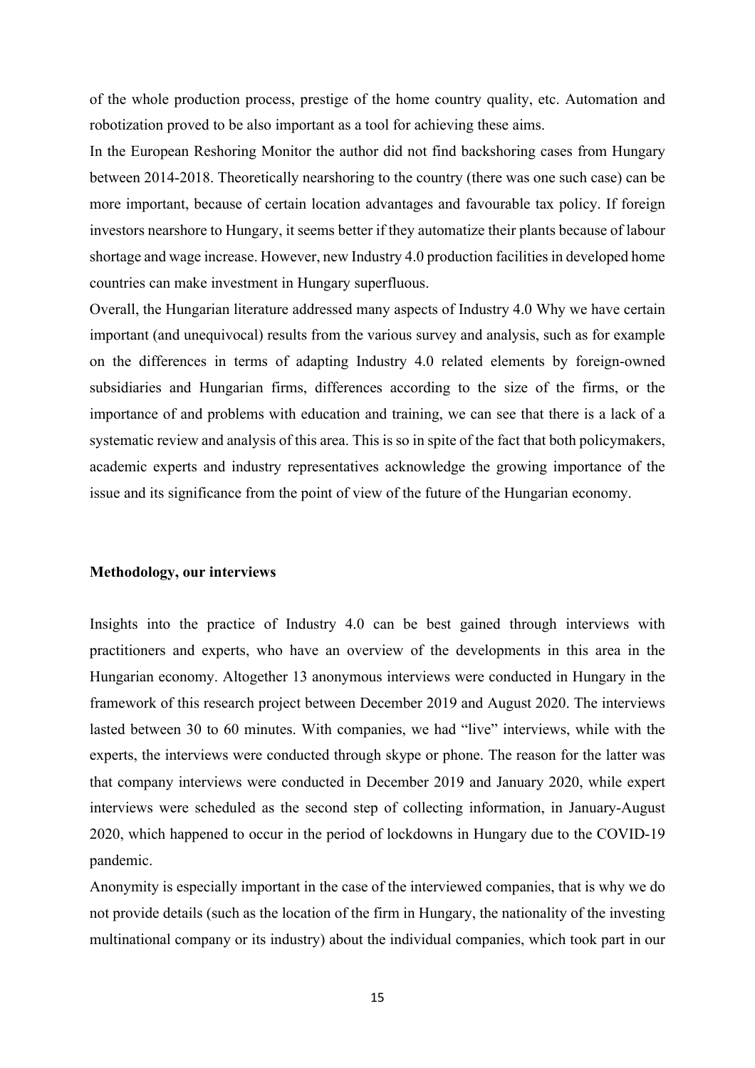of the whole production process, prestige of the home country quality, etc. Automation and robotization proved to be also important as a tool for achieving these aims.

In the European Reshoring Monitor the author did not find backshoring cases from Hungary between 2014-2018. Theoretically nearshoring to the country (there was one such case) can be more important, because of certain location advantages and favourable tax policy. If foreign investors nearshore to Hungary, it seems better if they automatize their plants because of labour shortage and wage increase. However, new Industry 4.0 production facilities in developed home countries can make investment in Hungary superfluous.

Overall, the Hungarian literature addressed many aspects of Industry 4.0 Why we have certain important (and unequivocal) results from the various survey and analysis, such as for example on the differences in terms of adapting Industry 4.0 related elements by foreign-owned subsidiaries and Hungarian firms, differences according to the size of the firms, or the importance of and problems with education and training, we can see that there is a lack of a systematic review and analysis of this area. This is so in spite of the fact that both policymakers, academic experts and industry representatives acknowledge the growing importance of the issue and its significance from the point of view of the future of the Hungarian economy.

**Methodology, our interviews**

Insights into the practice of Industry 4.0 can be best gained through interviews with practitioners and experts, who have an overview of the developments in this area in the Hungarian economy. Altogether 13 anonymous interviews were conducted in Hungary in the framework of this research project between December 2019 and August 2020. The interviews lasted between 30 to 60 minutes. With companies, we had "live" interviews, while with the experts, the interviews were conducted through skype or phone. The reason for the latter was that company interviews were conducted in December 2019 and January 2020, while expert interviews were scheduled as the second step of collecting information, in January-August 2020, which happened to occur in the period of lockdowns in Hungary due to the COVID-19 pandemic.

Anonymity is especially important in the case of the interviewed companies, that is why we do not provide details (such as the location of the firm in Hungary, the nationality of the investing multinational company or its industry) about the individual companies, which took part in our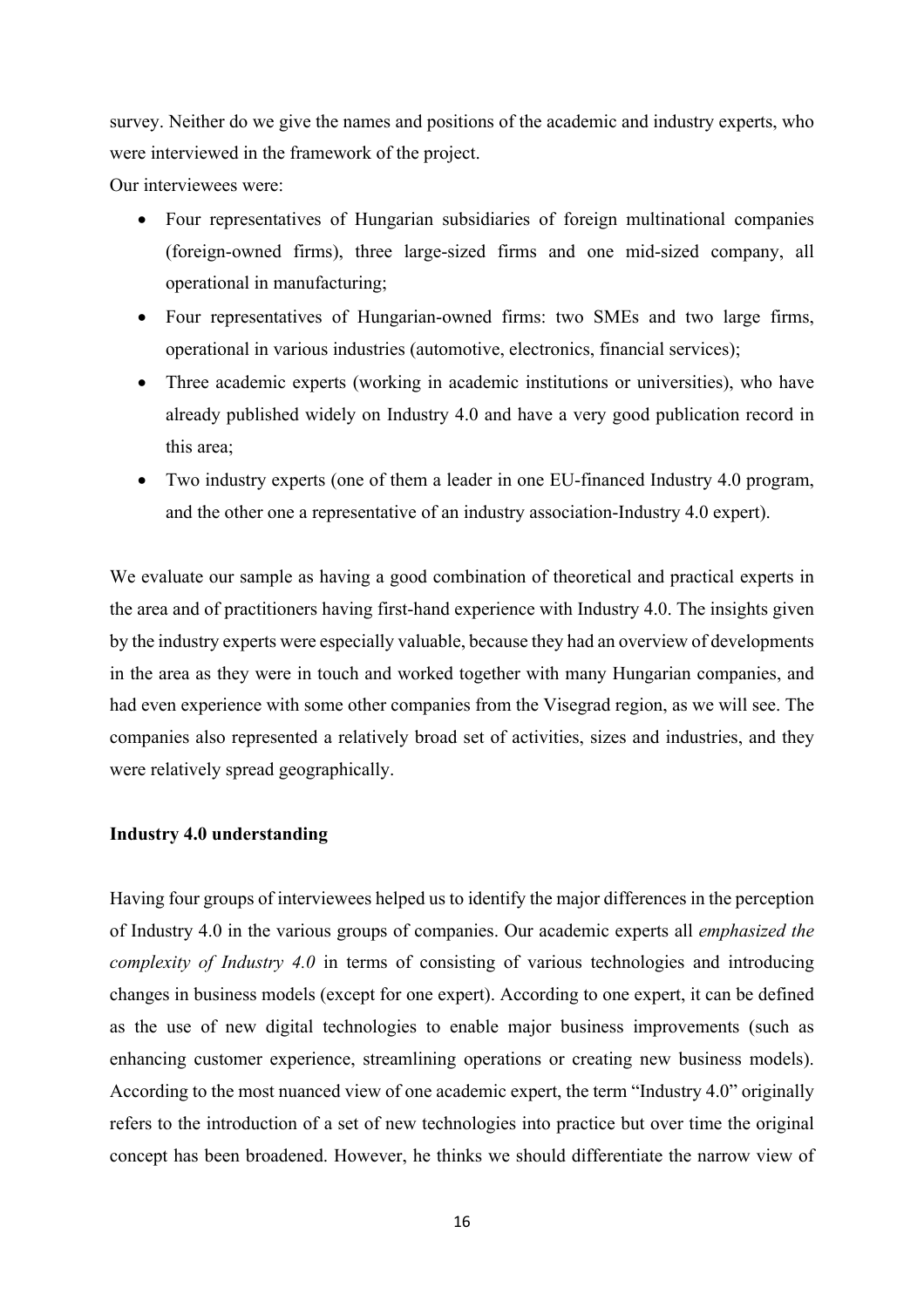survey. Neither do we give the names and positions of the academic and industry experts, who were interviewed in the framework of the project.

Our interviewees were:

- Four representatives of Hungarian subsidiaries of foreign multinational companies (foreign-owned firms), three large-sized firms and one mid-sized company, all operational in manufacturing;
- Four representatives of Hungarian-owned firms: two SMEs and two large firms, operational in various industries (automotive, electronics, financial services);
- Three academic experts (working in academic institutions or universities), who have already published widely on Industry 4.0 and have a very good publication record in this area;
- Two industry experts (one of them a leader in one EU-financed Industry 4.0 program, and the other one a representative of an industry association-Industry 4.0 expert).

We evaluate our sample as having a good combination of theoretical and practical experts in the area and of practitioners having first-hand experience with Industry 4.0. The insights given by the industry experts were especially valuable, because they had an overview of developments in the area as they were in touch and worked together with many Hungarian companies, and had even experience with some other companies from the Visegrad region, as we will see. The companies also represented a relatively broad set of activities, sizes and industries, and they were relatively spread geographically.

**Industry 4.0 understanding**

Having four groups of interviewees helped us to identify the major differences in the perception of Industry 4.0 in the various groups of companies. Our academic experts all *emphasized the complexity of Industry 4.0* in terms of consisting of various technologies and introducing changes in business models (except for one expert). According to one expert, it can be defined as the use of new digital technologies to enable major business improvements (such as enhancing customer experience, streamlining operations or creating new business models). According to the most nuanced view of one academic expert, the term "Industry 4.0" originally refers to the introduction of a set of new technologies into practice but over time the original concept has been broadened. However, he thinks we should differentiate the narrow view of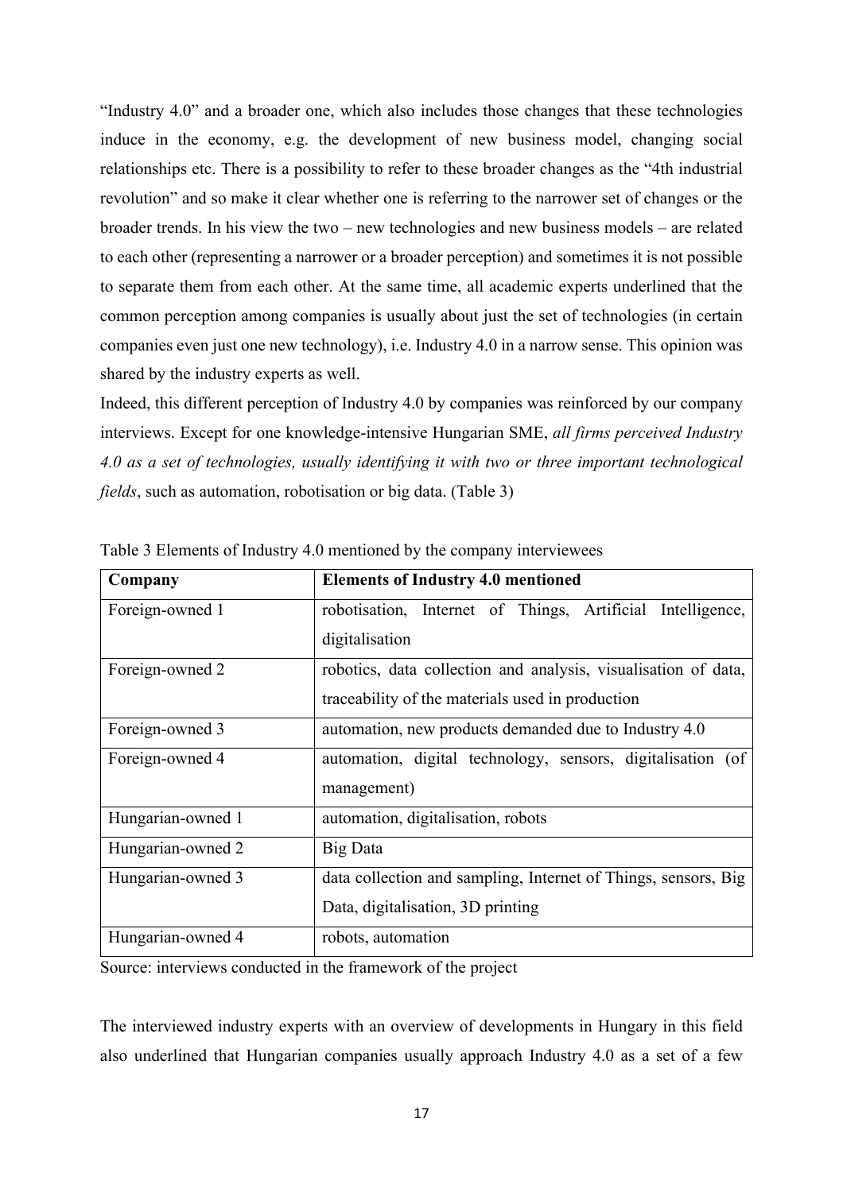"Industry 4.0" and a broader one, which also includes those changes that these technologies induce in the economy, e.g. the development of new business model, changing social relationships etc. There is a possibility to refer to these broader changes as the "4th industrial revolution" and so make it clear whether one is referring to the narrower set of changes or the broader trends. In his view the two – new technologies and new business models – are related to each other (representing a narrower or a broader perception) and sometimes it is not possible to separate them from each other. At the same time, all academic experts underlined that the common perception among companies is usually about just the set of technologies (in certain companies even just one new technology), i.e. Industry 4.0 in a narrow sense. This opinion was shared by the industry experts as well.

Indeed, this different perception of Industry 4.0 by companies was reinforced by our company interviews. Except for one knowledge-intensive Hungarian SME, *all firms perceived Industry 4.0 as a set of technologies, usually identifying it with two or three important technological fields*, such as automation, robotisation or big data. (Table 3)

Table 3 Elements of Industry 4.0 mentioned by the company interviewees

| Company | Elements of Industry 4.0 mentioned |
| --- | --- |
| Foreign-owned 1 | robotisation, Internet of Things, Artificial Intelligence, digitalisation |
| Foreign-owned 2 | robotics, data collection and analysis, visualisation of data, traceability of the materials used in production |
| Foreign-owned 3 | automation, new products demanded due to Industry 4.0 |
| Foreign-owned 4 | automation, digital technology, sensors, digitalisation (of management) |
| Hungarian-owned 1 | automation, digitalisation, robots |
| Hungarian-owned 2 | Big Data |
| Hungarian-owned 3 | data collection and sampling, Internet of Things, sensors, Big Data, digitalisation, 3D printing |
| Hungarian-owned 4 | robots, automation |

Source: interviews conducted in the framework of the project

The interviewed industry experts with an overview of developments in Hungary in this field also underlined that Hungarian companies usually approach Industry 4.0 as a set of a few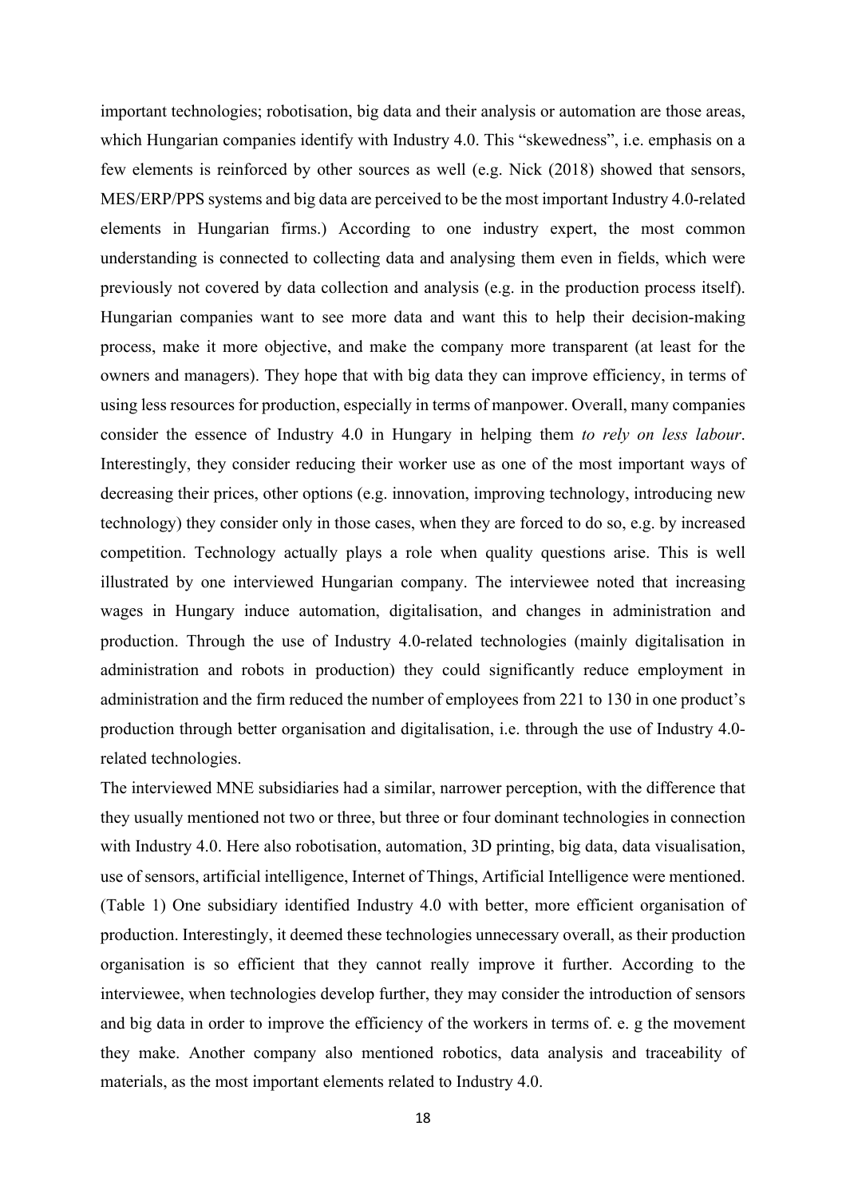important technologies; robotisation, big data and their analysis or automation are those areas, which Hungarian companies identify with Industry 4.0. This "skewedness", i.e. emphasis on a few elements is reinforced by other sources as well (e.g. Nick (2018) showed that sensors, MES/ERP/PPS systems and big data are perceived to be the most important Industry 4.0-related elements in Hungarian firms.) According to one industry expert, the most common understanding is connected to collecting data and analysing them even in fields, which were previously not covered by data collection and analysis (e.g. in the production process itself). Hungarian companies want to see more data and want this to help their decision-making process, make it more objective, and make the company more transparent (at least for the owners and managers). They hope that with big data they can improve efficiency, in terms of using less resources for production, especially in terms of manpower. Overall, many companies consider the essence of Industry 4.0 in Hungary in helping them *to rely on less labour*. Interestingly, they consider reducing their worker use as one of the most important ways of decreasing their prices, other options (e.g. innovation, improving technology, introducing new technology) they consider only in those cases, when they are forced to do so, e.g. by increased competition. Technology actually plays a role when quality questions arise. This is well illustrated by one interviewed Hungarian company. The interviewee noted that increasing wages in Hungary induce automation, digitalisation, and changes in administration and production. Through the use of Industry 4.0-related technologies (mainly digitalisation in administration and robots in production) they could significantly reduce employment in administration and the firm reduced the number of employees from 221 to 130 in one product's production through better organisation and digitalisation, i.e. through the use of Industry 4.0-related technologies.

The interviewed MNE subsidiaries had a similar, narrower perception, with the difference that they usually mentioned not two or three, but three or four dominant technologies in connection with Industry 4.0. Here also robotisation, automation, 3D printing, big data, data visualisation, use of sensors, artificial intelligence, Internet of Things, Artificial Intelligence were mentioned. (Table 1) One subsidiary identified Industry 4.0 with better, more efficient organisation of production. Interestingly, it deemed these technologies unnecessary overall, as their production organisation is so efficient that they cannot really improve it further. According to the interviewee, when technologies develop further, they may consider the introduction of sensors and big data in order to improve the efficiency of the workers in terms of. e. g the movement they make. Another company also mentioned robotics, data analysis and traceability of materials, as the most important elements related to Industry 4.0.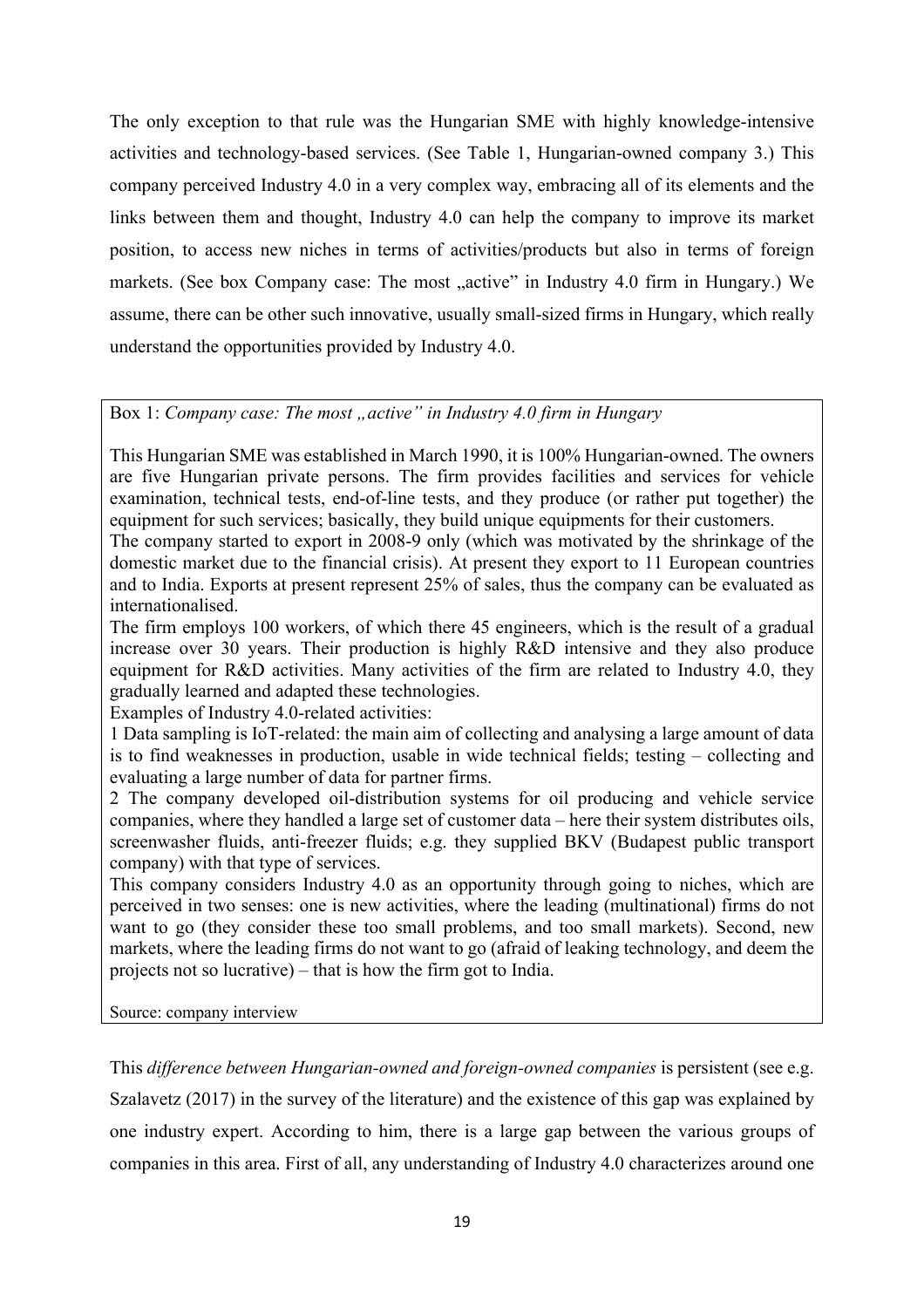The only exception to that rule was the Hungarian SME with highly knowledge-intensive activities and technology-based services. (See Table 1, Hungarian-owned company 3.) This company perceived Industry 4.0 in a very complex way, embracing all of its elements and the links between them and thought, Industry 4.0 can help the company to improve its market position, to access new niches in terms of activities/products but also in terms of foreign markets. (See box Company case: The most „active" in Industry 4.0 firm in Hungary.) We assume, there can be other such innovative, usually small-sized firms in Hungary, which really understand the opportunities provided by Industry 4.0.

> Box 1: *Company case: The most „active" in Industry 4.0 firm in Hungary*
>
> This Hungarian SME was established in March 1990, it is 100% Hungarian-owned. The owners are five Hungarian private persons. The firm provides facilities and services for vehicle examination, technical tests, end-of-line tests, and they produce (or rather put together) the equipment for such services; basically, they build unique equipments for their customers.
>
> The company started to export in 2008-9 only (which was motivated by the shrinkage of the domestic market due to the financial crisis). At present they export to 11 European countries and to India. Exports at present represent 25% of sales, thus the company can be evaluated as internationalised.
>
> The firm employs 100 workers, of which there 45 engineers, which is the result of a gradual increase over 30 years. Their production is highly R&D intensive and they also produce equipment for R&D activities. Many activities of the firm are related to Industry 4.0, they gradually learned and adapted these technologies.
>
> Examples of Industry 4.0-related activities:
>
> 1 Data sampling is IoT-related: the main aim of collecting and analysing a large amount of data is to find weaknesses in production, usable in wide technical fields; testing – collecting and evaluating a large number of data for partner firms.
>
> 2 The company developed oil-distribution systems for oil producing and vehicle service companies, where they handled a large set of customer data – here their system distributes oils, screenwasher fluids, anti-freezer fluids; e.g. they supplied BKV (Budapest public transport company) with that type of services.
>
> This company considers Industry 4.0 as an opportunity through going to niches, which are perceived in two senses: one is new activities, where the leading (multinational) firms do not want to go (they consider these too small problems, and too small markets). Second, new markets, where the leading firms do not want to go (afraid of leaking technology, and deem the projects not so lucrative) – that is how the firm got to India.
>
> Source: company interview

This *difference between Hungarian-owned and foreign-owned companies* is persistent (see e.g. Szalavetz (2017) in the survey of the literature) and the existence of this gap was explained by one industry expert. According to him, there is a large gap between the various groups of companies in this area. First of all, any understanding of Industry 4.0 characterizes around one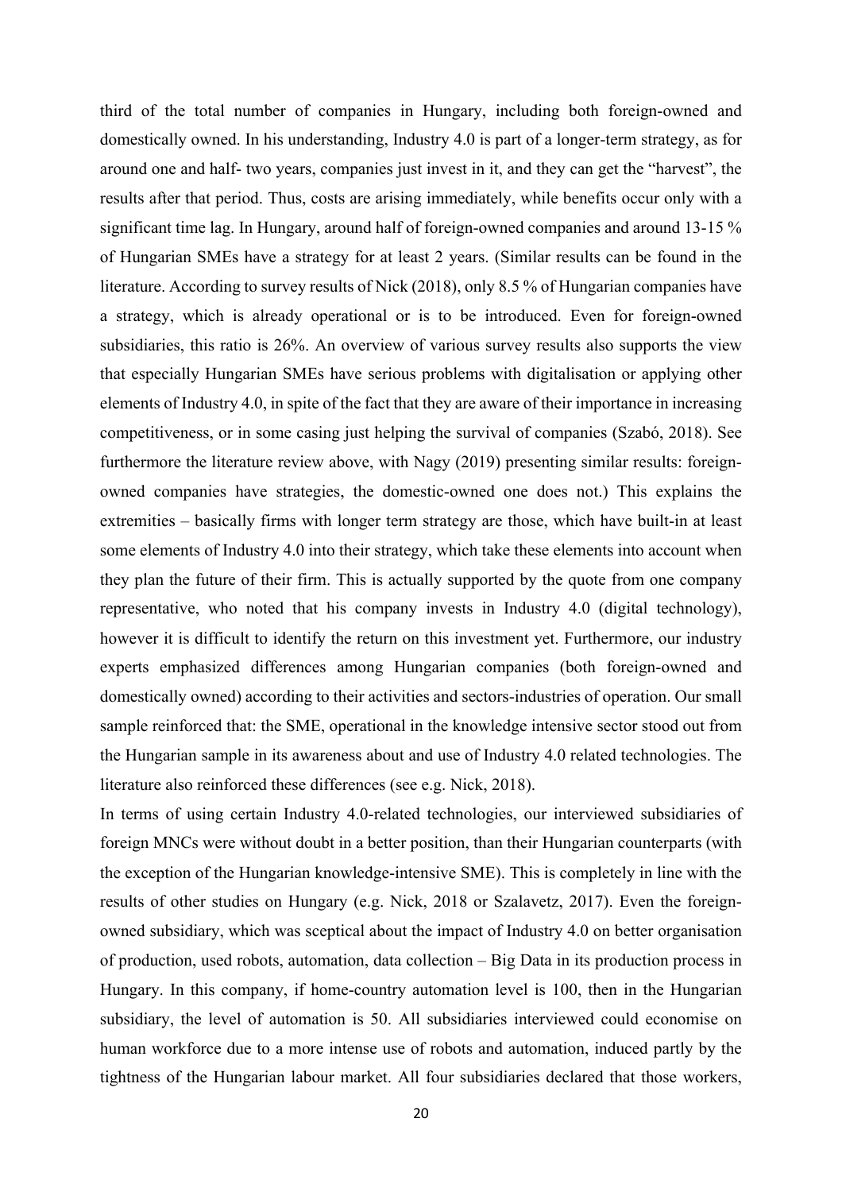third of the total number of companies in Hungary, including both foreign-owned and domestically owned. In his understanding, Industry 4.0 is part of a longer-term strategy, as for around one and half- two years, companies just invest in it, and they can get the "harvest", the results after that period. Thus, costs are arising immediately, while benefits occur only with a significant time lag. In Hungary, around half of foreign-owned companies and around 13-15 % of Hungarian SMEs have a strategy for at least 2 years. (Similar results can be found in the literature. According to survey results of Nick (2018), only 8.5 % of Hungarian companies have a strategy, which is already operational or is to be introduced. Even for foreign-owned subsidiaries, this ratio is 26%. An overview of various survey results also supports the view that especially Hungarian SMEs have serious problems with digitalisation or applying other elements of Industry 4.0, in spite of the fact that they are aware of their importance in increasing competitiveness, or in some casing just helping the survival of companies (Szabó, 2018). See furthermore the literature review above, with Nagy (2019) presenting similar results: foreign-owned companies have strategies, the domestic-owned one does not.) This explains the extremities – basically firms with longer term strategy are those, which have built-in at least some elements of Industry 4.0 into their strategy, which take these elements into account when they plan the future of their firm. This is actually supported by the quote from one company representative, who noted that his company invests in Industry 4.0 (digital technology), however it is difficult to identify the return on this investment yet. Furthermore, our industry experts emphasized differences among Hungarian companies (both foreign-owned and domestically owned) according to their activities and sectors-industries of operation. Our small sample reinforced that: the SME, operational in the knowledge intensive sector stood out from the Hungarian sample in its awareness about and use of Industry 4.0 related technologies. The literature also reinforced these differences (see e.g. Nick, 2018).

In terms of using certain Industry 4.0-related technologies, our interviewed subsidiaries of foreign MNCs were without doubt in a better position, than their Hungarian counterparts (with the exception of the Hungarian knowledge-intensive SME). This is completely in line with the results of other studies on Hungary (e.g. Nick, 2018 or Szalavetz, 2017). Even the foreign-owned subsidiary, which was sceptical about the impact of Industry 4.0 on better organisation of production, used robots, automation, data collection – Big Data in its production process in Hungary. In this company, if home-country automation level is 100, then in the Hungarian subsidiary, the level of automation is 50. All subsidiaries interviewed could economise on human workforce due to a more intense use of robots and automation, induced partly by the tightness of the Hungarian labour market. All four subsidiaries declared that those workers,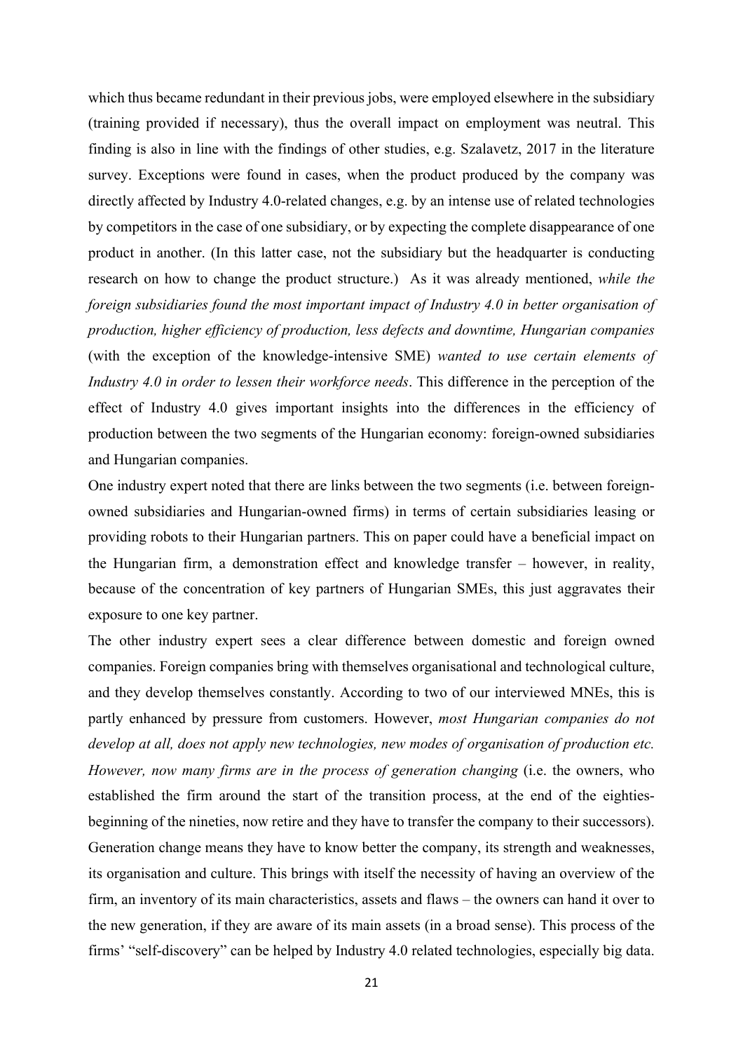which thus became redundant in their previous jobs, were employed elsewhere in the subsidiary (training provided if necessary), thus the overall impact on employment was neutral. This finding is also in line with the findings of other studies, e.g. Szalavetz, 2017 in the literature survey. Exceptions were found in cases, when the product produced by the company was directly affected by Industry 4.0-related changes, e.g. by an intense use of related technologies by competitors in the case of one subsidiary, or by expecting the complete disappearance of one product in another. (In this latter case, not the subsidiary but the headquarter is conducting research on how to change the product structure.) As it was already mentioned, *while the foreign subsidiaries found the most important impact of Industry 4.0 in better organisation of production, higher efficiency of production, less defects and downtime, Hungarian companies* (with the exception of the knowledge-intensive SME) *wanted to use certain elements of Industry 4.0 in order to lessen their workforce needs*. This difference in the perception of the effect of Industry 4.0 gives important insights into the differences in the efficiency of production between the two segments of the Hungarian economy: foreign-owned subsidiaries and Hungarian companies.

One industry expert noted that there are links between the two segments (i.e. between foreign-owned subsidiaries and Hungarian-owned firms) in terms of certain subsidiaries leasing or providing robots to their Hungarian partners. This on paper could have a beneficial impact on the Hungarian firm, a demonstration effect and knowledge transfer – however, in reality, because of the concentration of key partners of Hungarian SMEs, this just aggravates their exposure to one key partner.

The other industry expert sees a clear difference between domestic and foreign owned companies. Foreign companies bring with themselves organisational and technological culture, and they develop themselves constantly. According to two of our interviewed MNEs, this is partly enhanced by pressure from customers. However, *most Hungarian companies do not develop at all, does not apply new technologies, new modes of organisation of production etc. However, now many firms are in the process of generation changing* (i.e. the owners, who established the firm around the start of the transition process, at the end of the eighties-beginning of the nineties, now retire and they have to transfer the company to their successors). Generation change means they have to know better the company, its strength and weaknesses, its organisation and culture. This brings with itself the necessity of having an overview of the firm, an inventory of its main characteristics, assets and flaws – the owners can hand it over to the new generation, if they are aware of its main assets (in a broad sense). This process of the firms' "self-discovery" can be helped by Industry 4.0 related technologies, especially big data.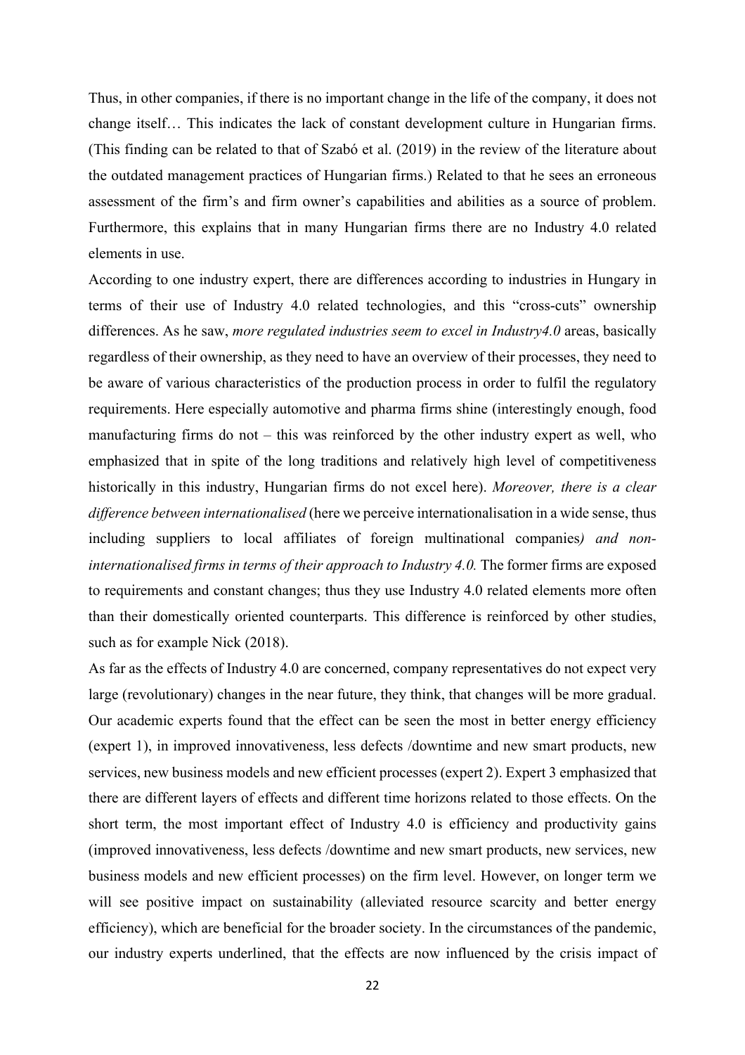Thus, in other companies, if there is no important change in the life of the company, it does not change itself… This indicates the lack of constant development culture in Hungarian firms. (This finding can be related to that of Szabó et al. (2019) in the review of the literature about the outdated management practices of Hungarian firms.) Related to that he sees an erroneous assessment of the firm's and firm owner's capabilities and abilities as a source of problem. Furthermore, this explains that in many Hungarian firms there are no Industry 4.0 related elements in use.

According to one industry expert, there are differences according to industries in Hungary in terms of their use of Industry 4.0 related technologies, and this "cross-cuts" ownership differences. As he saw, *more regulated industries seem to excel in Industry4.0* areas, basically regardless of their ownership, as they need to have an overview of their processes, they need to be aware of various characteristics of the production process in order to fulfil the regulatory requirements. Here especially automotive and pharma firms shine (interestingly enough, food manufacturing firms do not – this was reinforced by the other industry expert as well, who emphasized that in spite of the long traditions and relatively high level of competitiveness historically in this industry, Hungarian firms do not excel here). *Moreover, there is a clear difference between internationalised* (here we perceive internationalisation in a wide sense, thus including suppliers to local affiliates of foreign multinational companies*) and non-internationalised firms in terms of their approach to Industry 4.0.* The former firms are exposed to requirements and constant changes; thus they use Industry 4.0 related elements more often than their domestically oriented counterparts. This difference is reinforced by other studies, such as for example Nick (2018).

As far as the effects of Industry 4.0 are concerned, company representatives do not expect very large (revolutionary) changes in the near future, they think, that changes will be more gradual. Our academic experts found that the effect can be seen the most in better energy efficiency (expert 1), in improved innovativeness, less defects /downtime and new smart products, new services, new business models and new efficient processes (expert 2). Expert 3 emphasized that there are different layers of effects and different time horizons related to those effects. On the short term, the most important effect of Industry 4.0 is efficiency and productivity gains (improved innovativeness, less defects /downtime and new smart products, new services, new business models and new efficient processes) on the firm level. However, on longer term we will see positive impact on sustainability (alleviated resource scarcity and better energy efficiency), which are beneficial for the broader society. In the circumstances of the pandemic, our industry experts underlined, that the effects are now influenced by the crisis impact of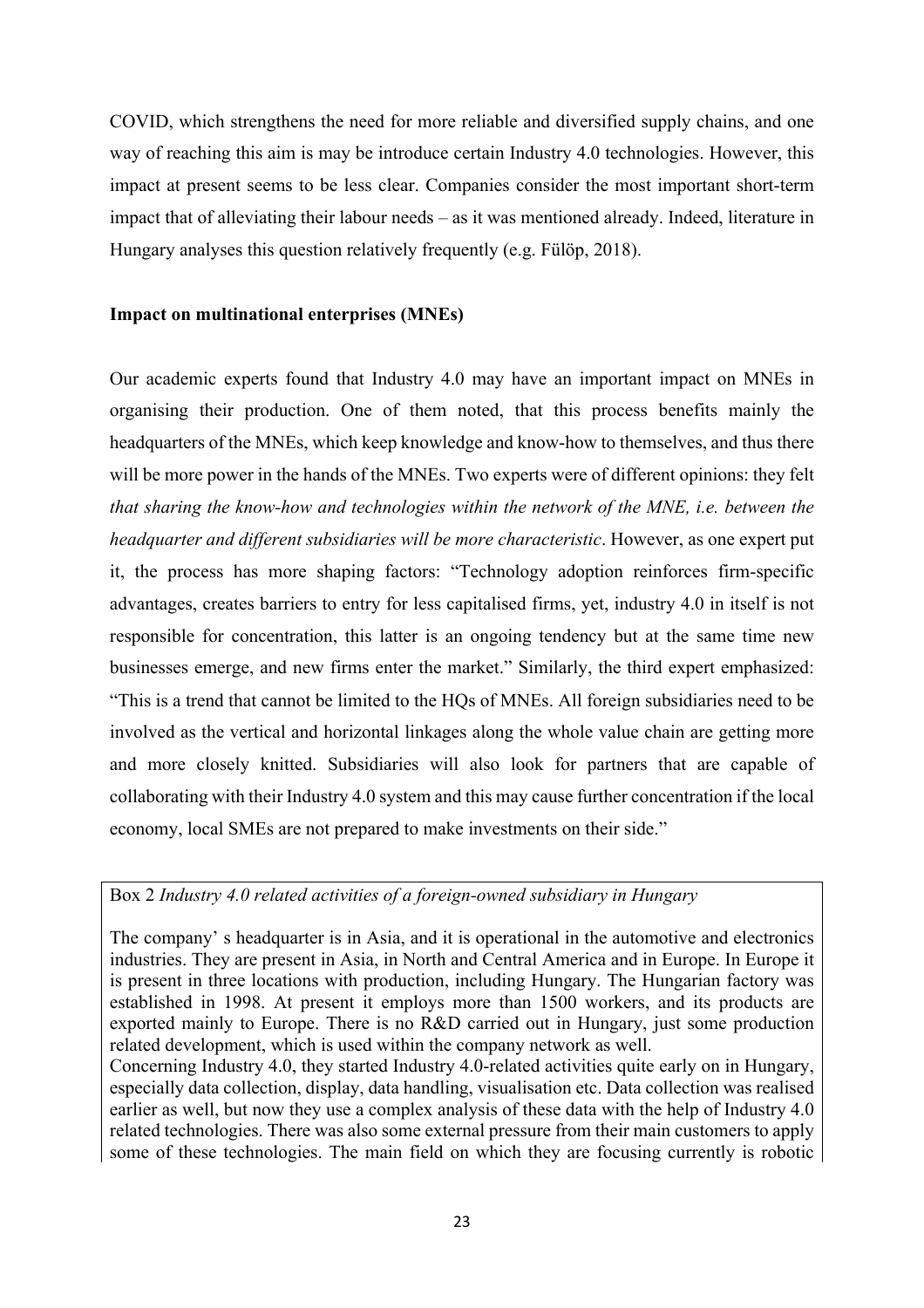COVID, which strengthens the need for more reliable and diversified supply chains, and one way of reaching this aim is may be introduce certain Industry 4.0 technologies. However, this impact at present seems to be less clear. Companies consider the most important short-term impact that of alleviating their labour needs – as it was mentioned already. Indeed, literature in Hungary analyses this question relatively frequently (e.g. Fülöp, 2018).

**Impact on multinational enterprises (MNEs)**

Our academic experts found that Industry 4.0 may have an important impact on MNEs in organising their production. One of them noted, that this process benefits mainly the headquarters of the MNEs, which keep knowledge and know-how to themselves, and thus there will be more power in the hands of the MNEs. Two experts were of different opinions: they felt *that sharing the know-how and technologies within the network of the MNE, i.e. between the headquarter and different subsidiaries will be more characteristic*. However, as one expert put it, the process has more shaping factors: "Technology adoption reinforces firm-specific advantages, creates barriers to entry for less capitalised firms, yet, industry 4.0 in itself is not responsible for concentration, this latter is an ongoing tendency but at the same time new businesses emerge, and new firms enter the market." Similarly, the third expert emphasized: "This is a trend that cannot be limited to the HQs of MNEs. All foreign subsidiaries need to be involved as the vertical and horizontal linkages along the whole value chain are getting more and more closely knitted. Subsidiaries will also look for partners that are capable of collaborating with their Industry 4.0 system and this may cause further concentration if the local economy, local SMEs are not prepared to make investments on their side."

Box 2 *Industry 4.0 related activities of a foreign-owned subsidiary in Hungary*

The company' s headquarter is in Asia, and it is operational in the automotive and electronics industries. They are present in Asia, in North and Central America and in Europe. In Europe it is present in three locations with production, including Hungary. The Hungarian factory was established in 1998. At present it employs more than 1500 workers, and its products are exported mainly to Europe. There is no R&D carried out in Hungary, just some production related development, which is used within the company network as well.

Concerning Industry 4.0, they started Industry 4.0-related activities quite early on in Hungary, especially data collection, display, data handling, visualisation etc. Data collection was realised earlier as well, but now they use a complex analysis of these data with the help of Industry 4.0 related technologies. There was also some external pressure from their main customers to apply some of these technologies. The main field on which they are focusing currently is robotic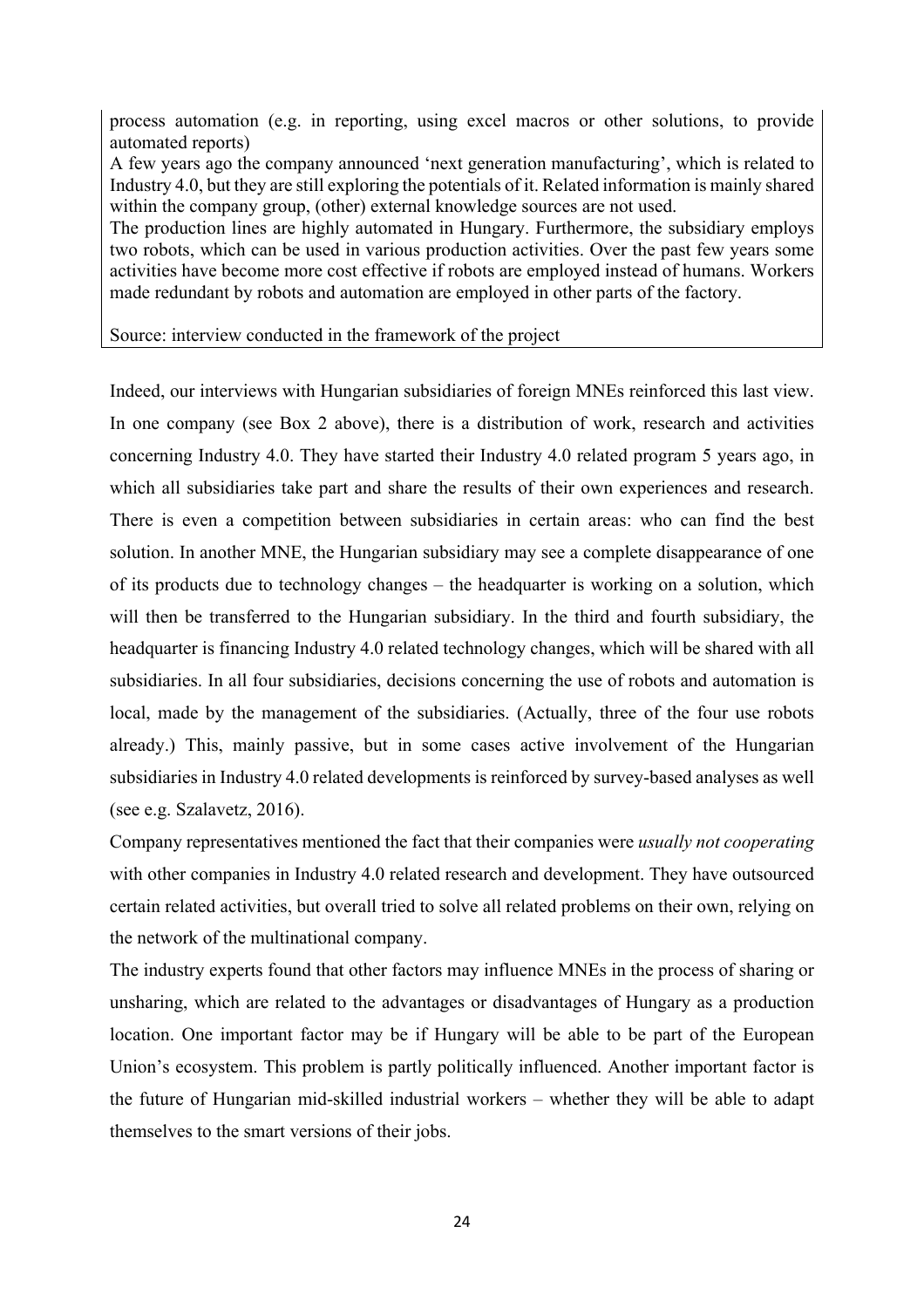process automation (e.g. in reporting, using excel macros or other solutions, to provide automated reports)

A few years ago the company announced 'next generation manufacturing', which is related to Industry 4.0, but they are still exploring the potentials of it. Related information is mainly shared within the company group, (other) external knowledge sources are not used.

The production lines are highly automated in Hungary. Furthermore, the subsidiary employs two robots, which can be used in various production activities. Over the past few years some activities have become more cost effective if robots are employed instead of humans. Workers made redundant by robots and automation are employed in other parts of the factory.

Source: interview conducted in the framework of the project

Indeed, our interviews with Hungarian subsidiaries of foreign MNEs reinforced this last view. In one company (see Box 2 above), there is a distribution of work, research and activities concerning Industry 4.0. They have started their Industry 4.0 related program 5 years ago, in which all subsidiaries take part and share the results of their own experiences and research. There is even a competition between subsidiaries in certain areas: who can find the best solution. In another MNE, the Hungarian subsidiary may see a complete disappearance of one of its products due to technology changes – the headquarter is working on a solution, which will then be transferred to the Hungarian subsidiary. In the third and fourth subsidiary, the headquarter is financing Industry 4.0 related technology changes, which will be shared with all subsidiaries. In all four subsidiaries, decisions concerning the use of robots and automation is local, made by the management of the subsidiaries. (Actually, three of the four use robots already.) This, mainly passive, but in some cases active involvement of the Hungarian subsidiaries in Industry 4.0 related developments is reinforced by survey-based analyses as well (see e.g. Szalavetz, 2016).

Company representatives mentioned the fact that their companies were *usually not cooperating* with other companies in Industry 4.0 related research and development. They have outsourced certain related activities, but overall tried to solve all related problems on their own, relying on the network of the multinational company.

The industry experts found that other factors may influence MNEs in the process of sharing or unsharing, which are related to the advantages or disadvantages of Hungary as a production location. One important factor may be if Hungary will be able to be part of the European Union's ecosystem. This problem is partly politically influenced. Another important factor is the future of Hungarian mid-skilled industrial workers – whether they will be able to adapt themselves to the smart versions of their jobs.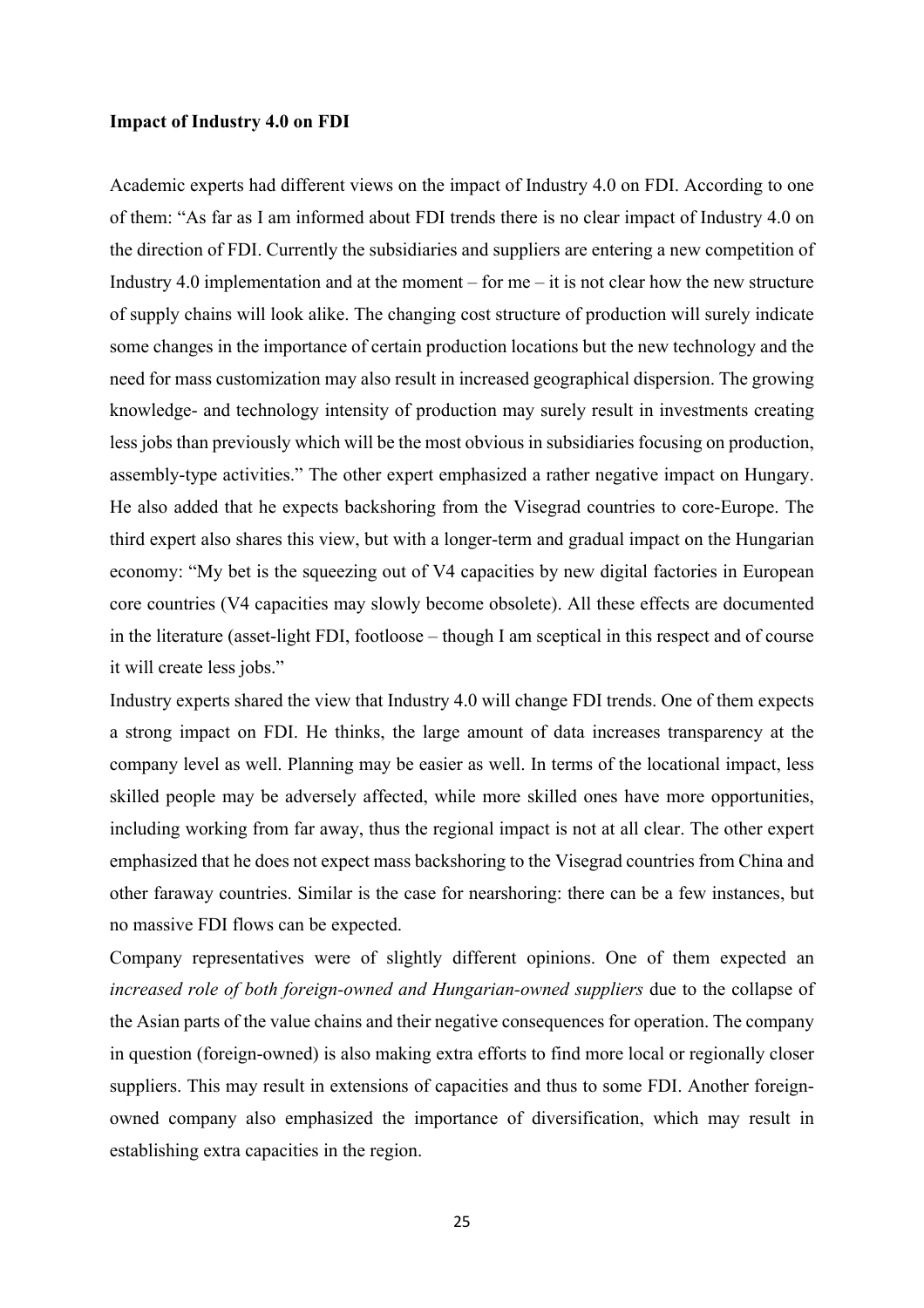**Impact of Industry 4.0 on FDI**

Academic experts had different views on the impact of Industry 4.0 on FDI. According to one of them: "As far as I am informed about FDI trends there is no clear impact of Industry 4.0 on the direction of FDI. Currently the subsidiaries and suppliers are entering a new competition of Industry 4.0 implementation and at the moment – for me – it is not clear how the new structure of supply chains will look alike. The changing cost structure of production will surely indicate some changes in the importance of certain production locations but the new technology and the need for mass customization may also result in increased geographical dispersion. The growing knowledge- and technology intensity of production may surely result in investments creating less jobs than previously which will be the most obvious in subsidiaries focusing on production, assembly-type activities." The other expert emphasized a rather negative impact on Hungary. He also added that he expects backshoring from the Visegrad countries to core-Europe. The third expert also shares this view, but with a longer-term and gradual impact on the Hungarian economy: "My bet is the squeezing out of V4 capacities by new digital factories in European core countries (V4 capacities may slowly become obsolete). All these effects are documented in the literature (asset-light FDI, footloose – though I am sceptical in this respect and of course it will create less jobs."

Industry experts shared the view that Industry 4.0 will change FDI trends. One of them expects a strong impact on FDI. He thinks, the large amount of data increases transparency at the company level as well. Planning may be easier as well. In terms of the locational impact, less skilled people may be adversely affected, while more skilled ones have more opportunities, including working from far away, thus the regional impact is not at all clear. The other expert emphasized that he does not expect mass backshoring to the Visegrad countries from China and other faraway countries. Similar is the case for nearshoring: there can be a few instances, but no massive FDI flows can be expected.

Company representatives were of slightly different opinions. One of them expected an *increased role of both foreign-owned and Hungarian-owned suppliers* due to the collapse of the Asian parts of the value chains and their negative consequences for operation. The company in question (foreign-owned) is also making extra efforts to find more local or regionally closer suppliers. This may result in extensions of capacities and thus to some FDI. Another foreign-owned company also emphasized the importance of diversification, which may result in establishing extra capacities in the region.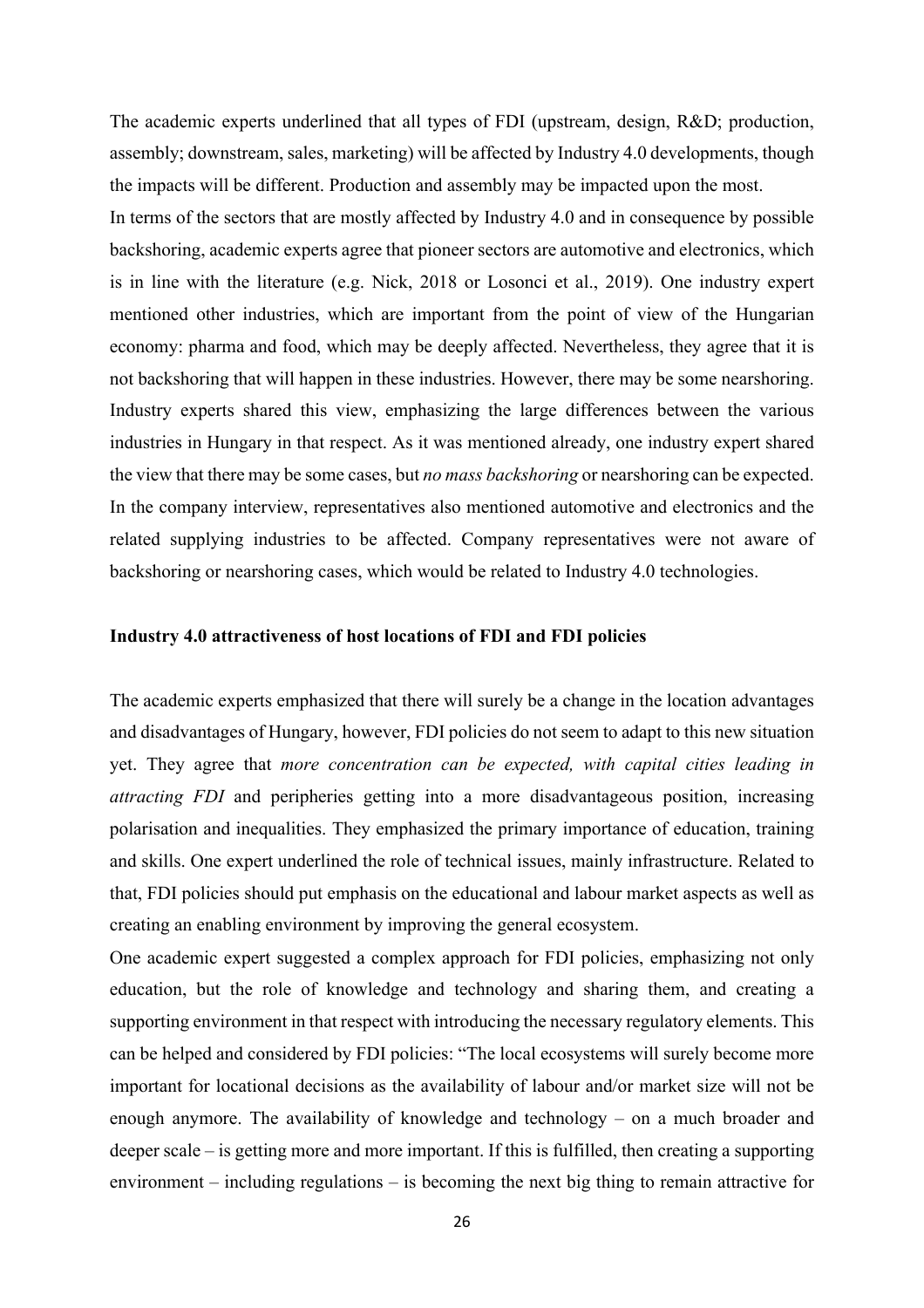The academic experts underlined that all types of FDI (upstream, design, R&D; production, assembly; downstream, sales, marketing) will be affected by Industry 4.0 developments, though the impacts will be different. Production and assembly may be impacted upon the most.

In terms of the sectors that are mostly affected by Industry 4.0 and in consequence by possible backshoring, academic experts agree that pioneer sectors are automotive and electronics, which is in line with the literature (e.g. Nick, 2018 or Losonci et al., 2019). One industry expert mentioned other industries, which are important from the point of view of the Hungarian economy: pharma and food, which may be deeply affected. Nevertheless, they agree that it is not backshoring that will happen in these industries. However, there may be some nearshoring. Industry experts shared this view, emphasizing the large differences between the various industries in Hungary in that respect. As it was mentioned already, one industry expert shared the view that there may be some cases, but *no mass backshoring* or nearshoring can be expected. In the company interview, representatives also mentioned automotive and electronics and the related supplying industries to be affected. Company representatives were not aware of backshoring or nearshoring cases, which would be related to Industry 4.0 technologies.

**Industry 4.0 attractiveness of host locations of FDI and FDI policies**

The academic experts emphasized that there will surely be a change in the location advantages and disadvantages of Hungary, however, FDI policies do not seem to adapt to this new situation yet. They agree that *more concentration can be expected, with capital cities leading in attracting FDI* and peripheries getting into a more disadvantageous position, increasing polarisation and inequalities. They emphasized the primary importance of education, training and skills. One expert underlined the role of technical issues, mainly infrastructure. Related to that, FDI policies should put emphasis on the educational and labour market aspects as well as creating an enabling environment by improving the general ecosystem.

One academic expert suggested a complex approach for FDI policies, emphasizing not only education, but the role of knowledge and technology and sharing them, and creating a supporting environment in that respect with introducing the necessary regulatory elements. This can be helped and considered by FDI policies: "The local ecosystems will surely become more important for locational decisions as the availability of labour and/or market size will not be enough anymore. The availability of knowledge and technology – on a much broader and deeper scale – is getting more and more important. If this is fulfilled, then creating a supporting environment – including regulations – is becoming the next big thing to remain attractive for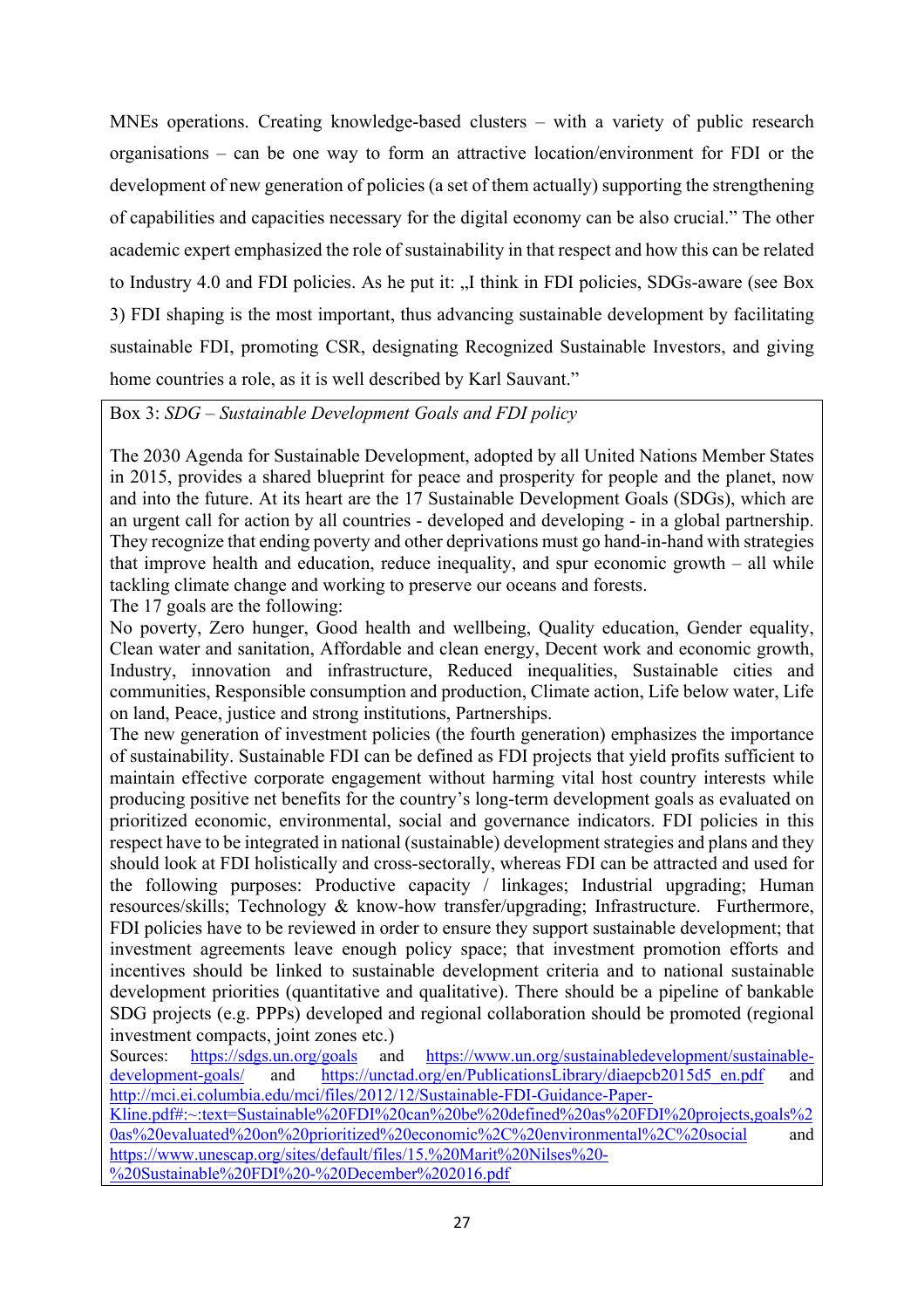MNEs operations. Creating knowledge-based clusters – with a variety of public research organisations – can be one way to form an attractive location/environment for FDI or the development of new generation of policies (a set of them actually) supporting the strengthening of capabilities and capacities necessary for the digital economy can be also crucial." The other academic expert emphasized the role of sustainability in that respect and how this can be related to Industry 4.0 and FDI policies. As he put it: „I think in FDI policies, SDGs-aware (see Box 3) FDI shaping is the most important, thus advancing sustainable development by facilitating sustainable FDI, promoting CSR, designating Recognized Sustainable Investors, and giving home countries a role, as it is well described by Karl Sauvant."

> Box 3: *SDG – Sustainable Development Goals and FDI policy*
>
> The 2030 Agenda for Sustainable Development, adopted by all United Nations Member States in 2015, provides a shared blueprint for peace and prosperity for people and the planet, now and into the future. At its heart are the 17 Sustainable Development Goals (SDGs), which are an urgent call for action by all countries - developed and developing - in a global partnership. They recognize that ending poverty and other deprivations must go hand-in-hand with strategies that improve health and education, reduce inequality, and spur economic growth – all while tackling climate change and working to preserve our oceans and forests.
>
> The 17 goals are the following:
>
> No poverty, Zero hunger, Good health and wellbeing, Quality education, Gender equality, Clean water and sanitation, Affordable and clean energy, Decent work and economic growth, Industry, innovation and infrastructure, Reduced inequalities, Sustainable cities and communities, Responsible consumption and production, Climate action, Life below water, Life on land, Peace, justice and strong institutions, Partnerships.
>
> The new generation of investment policies (the fourth generation) emphasizes the importance of sustainability. Sustainable FDI can be defined as FDI projects that yield profits sufficient to maintain effective corporate engagement without harming vital host country interests while producing positive net benefits for the country's long-term development goals as evaluated on prioritized economic, environmental, social and governance indicators. FDI policies in this respect have to be integrated in national (sustainable) development strategies and plans and they should look at FDI holistically and cross-sectorally, whereas FDI can be attracted and used for the following purposes: Productive capacity / linkages; Industrial upgrading; Human resources/skills; Technology & know-how transfer/upgrading; Infrastructure. Furthermore, FDI policies have to be reviewed in order to ensure they support sustainable development; that investment agreements leave enough policy space; that investment promotion efforts and incentives should be linked to sustainable development criteria and to national sustainable development priorities (quantitative and qualitative). There should be a pipeline of bankable SDG projects (e.g. PPPs) developed and regional collaboration should be promoted (regional investment compacts, joint zones etc.)
>
> Sources: https://sdgs.un.org/goals and https://www.un.org/sustainabledevelopment/sustainable-development-goals/ and https://unctad.org/en/PublicationsLibrary/diaepcb2015d5_en.pdf and http://mci.ei.columbia.edu/mci/files/2012/12/Sustainable-FDI-Guidance-Paper-Kline.pdf#:~:text=Sustainable%20FDI%20can%20be%20defined%20as%20FDI%20projects,goals%20as%20evaluated%20on%20prioritized%20economic%2C%20environmental%2C%20social and https://www.unescap.org/sites/default/files/15.%20Marit%20Nilses%20-%20Sustainable%20FDI%20-%20December%202016.pdf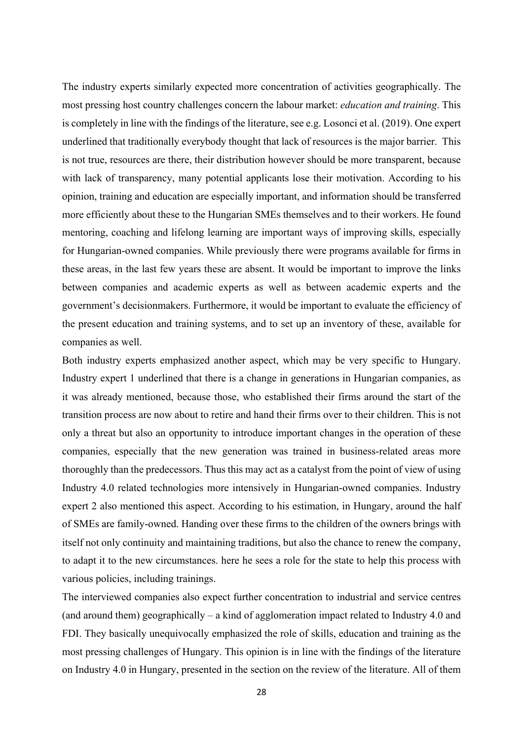The industry experts similarly expected more concentration of activities geographically. The most pressing host country challenges concern the labour market: *education and training*. This is completely in line with the findings of the literature, see e.g. Losonci et al. (2019). One expert underlined that traditionally everybody thought that lack of resources is the major barrier. This is not true, resources are there, their distribution however should be more transparent, because with lack of transparency, many potential applicants lose their motivation. According to his opinion, training and education are especially important, and information should be transferred more efficiently about these to the Hungarian SMEs themselves and to their workers. He found mentoring, coaching and lifelong learning are important ways of improving skills, especially for Hungarian-owned companies. While previously there were programs available for firms in these areas, in the last few years these are absent. It would be important to improve the links between companies and academic experts as well as between academic experts and the government's decisionmakers. Furthermore, it would be important to evaluate the efficiency of the present education and training systems, and to set up an inventory of these, available for companies as well.

Both industry experts emphasized another aspect, which may be very specific to Hungary. Industry expert 1 underlined that there is a change in generations in Hungarian companies, as it was already mentioned, because those, who established their firms around the start of the transition process are now about to retire and hand their firms over to their children. This is not only a threat but also an opportunity to introduce important changes in the operation of these companies, especially that the new generation was trained in business-related areas more thoroughly than the predecessors. Thus this may act as a catalyst from the point of view of using Industry 4.0 related technologies more intensively in Hungarian-owned companies. Industry expert 2 also mentioned this aspect. According to his estimation, in Hungary, around the half of SMEs are family-owned. Handing over these firms to the children of the owners brings with itself not only continuity and maintaining traditions, but also the chance to renew the company, to adapt it to the new circumstances. here he sees a role for the state to help this process with various policies, including trainings.

The interviewed companies also expect further concentration to industrial and service centres (and around them) geographically – a kind of agglomeration impact related to Industry 4.0 and FDI. They basically unequivocally emphasized the role of skills, education and training as the most pressing challenges of Hungary. This opinion is in line with the findings of the literature on Industry 4.0 in Hungary, presented in the section on the review of the literature. All of them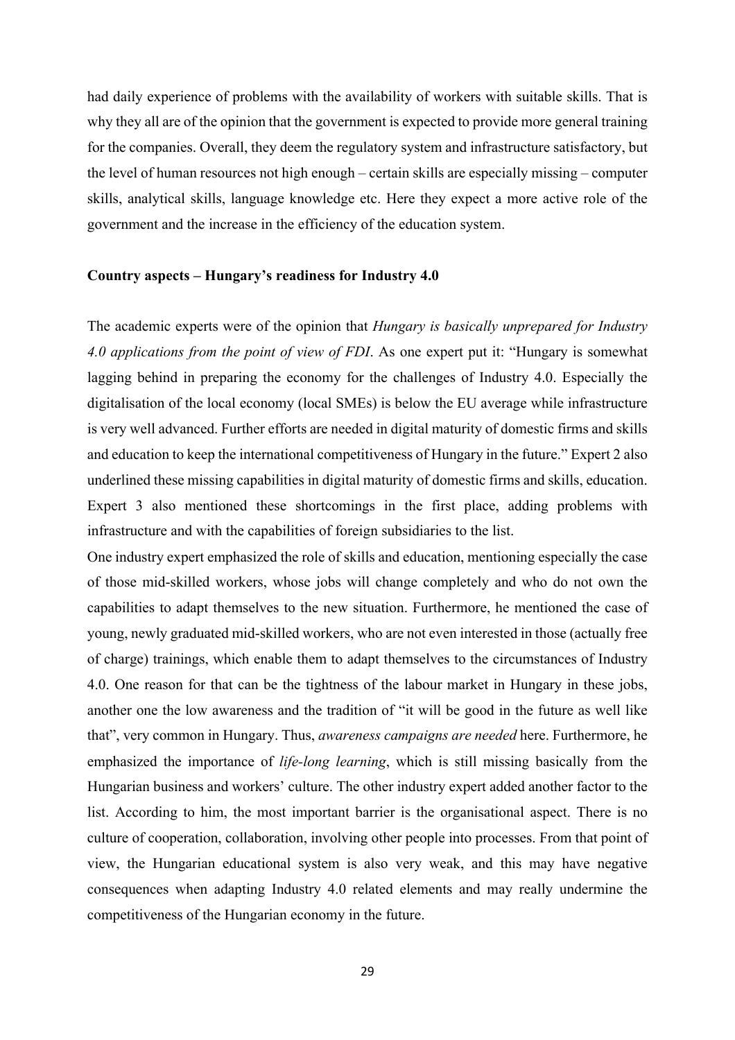had daily experience of problems with the availability of workers with suitable skills. That is why they all are of the opinion that the government is expected to provide more general training for the companies. Overall, they deem the regulatory system and infrastructure satisfactory, but the level of human resources not high enough – certain skills are especially missing – computer skills, analytical skills, language knowledge etc. Here they expect a more active role of the government and the increase in the efficiency of the education system.

**Country aspects – Hungary's readiness for Industry 4.0**

The academic experts were of the opinion that *Hungary is basically unprepared for Industry 4.0 applications from the point of view of FDI*. As one expert put it: "Hungary is somewhat lagging behind in preparing the economy for the challenges of Industry 4.0. Especially the digitalisation of the local economy (local SMEs) is below the EU average while infrastructure is very well advanced. Further efforts are needed in digital maturity of domestic firms and skills and education to keep the international competitiveness of Hungary in the future." Expert 2 also underlined these missing capabilities in digital maturity of domestic firms and skills, education. Expert 3 also mentioned these shortcomings in the first place, adding problems with infrastructure and with the capabilities of foreign subsidiaries to the list.

One industry expert emphasized the role of skills and education, mentioning especially the case of those mid-skilled workers, whose jobs will change completely and who do not own the capabilities to adapt themselves to the new situation. Furthermore, he mentioned the case of young, newly graduated mid-skilled workers, who are not even interested in those (actually free of charge) trainings, which enable them to adapt themselves to the circumstances of Industry 4.0. One reason for that can be the tightness of the labour market in Hungary in these jobs, another one the low awareness and the tradition of "it will be good in the future as well like that", very common in Hungary. Thus, *awareness campaigns are needed* here. Furthermore, he emphasized the importance of *life-long learning*, which is still missing basically from the Hungarian business and workers' culture. The other industry expert added another factor to the list. According to him, the most important barrier is the organisational aspect. There is no culture of cooperation, collaboration, involving other people into processes. From that point of view, the Hungarian educational system is also very weak, and this may have negative consequences when adapting Industry 4.0 related elements and may really undermine the competitiveness of the Hungarian economy in the future.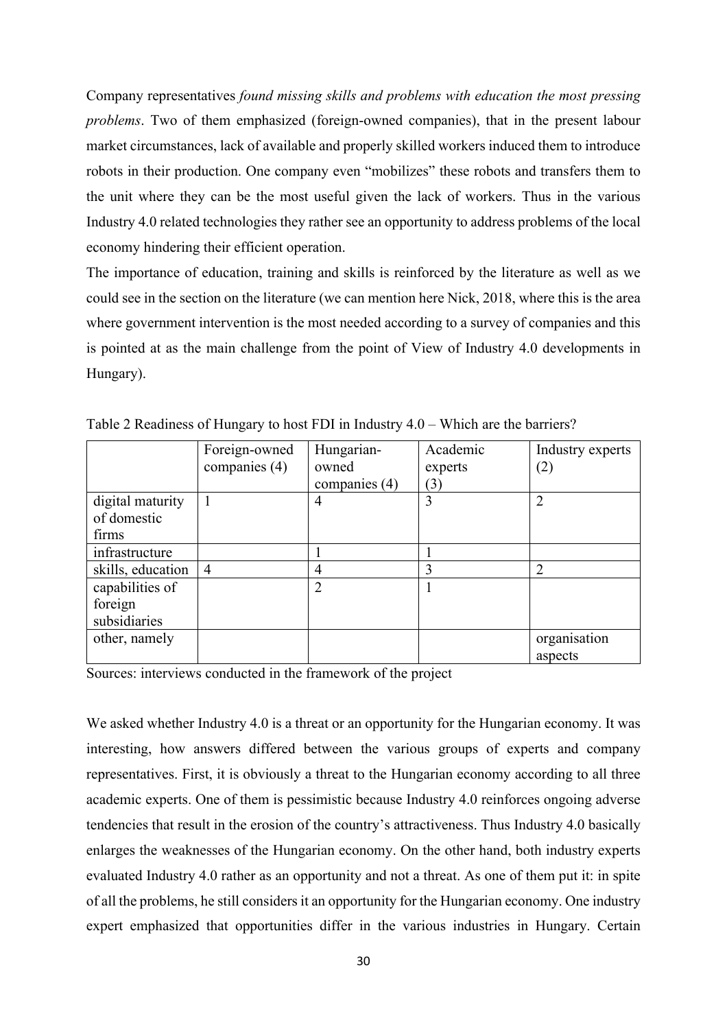Company representatives *found missing skills and problems with education the most pressing problems*. Two of them emphasized (foreign-owned companies), that in the present labour market circumstances, lack of available and properly skilled workers induced them to introduce robots in their production. One company even "mobilizes" these robots and transfers them to the unit where they can be the most useful given the lack of workers. Thus in the various Industry 4.0 related technologies they rather see an opportunity to address problems of the local economy hindering their efficient operation.

The importance of education, training and skills is reinforced by the literature as well as we could see in the section on the literature (we can mention here Nick, 2018, where this is the area where government intervention is the most needed according to a survey of companies and this is pointed at as the main challenge from the point of View of Industry 4.0 developments in Hungary).

Table 2 Readiness of Hungary to host FDI in Industry 4.0 – Which are the barriers?

| | Foreign-owned companies (4) | Hungarian-owned companies (4) | Academic experts (3) | Industry experts (2) |
|---|---|---|---|---|
| digital maturity of domestic firms | 1 | 4 | 3 | 2 |
| infrastructure | | 1 | 1 | |
| skills, education | 4 | 4 | 3 | 2 |
| capabilities of foreign subsidiaries | | 2 | 1 | |
| other, namely | | | | organisation aspects |

Sources: interviews conducted in the framework of the project

We asked whether Industry 4.0 is a threat or an opportunity for the Hungarian economy. It was interesting, how answers differed between the various groups of experts and company representatives. First, it is obviously a threat to the Hungarian economy according to all three academic experts. One of them is pessimistic because Industry 4.0 reinforces ongoing adverse tendencies that result in the erosion of the country's attractiveness. Thus Industry 4.0 basically enlarges the weaknesses of the Hungarian economy. On the other hand, both industry experts evaluated Industry 4.0 rather as an opportunity and not a threat. As one of them put it: in spite of all the problems, he still considers it an opportunity for the Hungarian economy. One industry expert emphasized that opportunities differ in the various industries in Hungary. Certain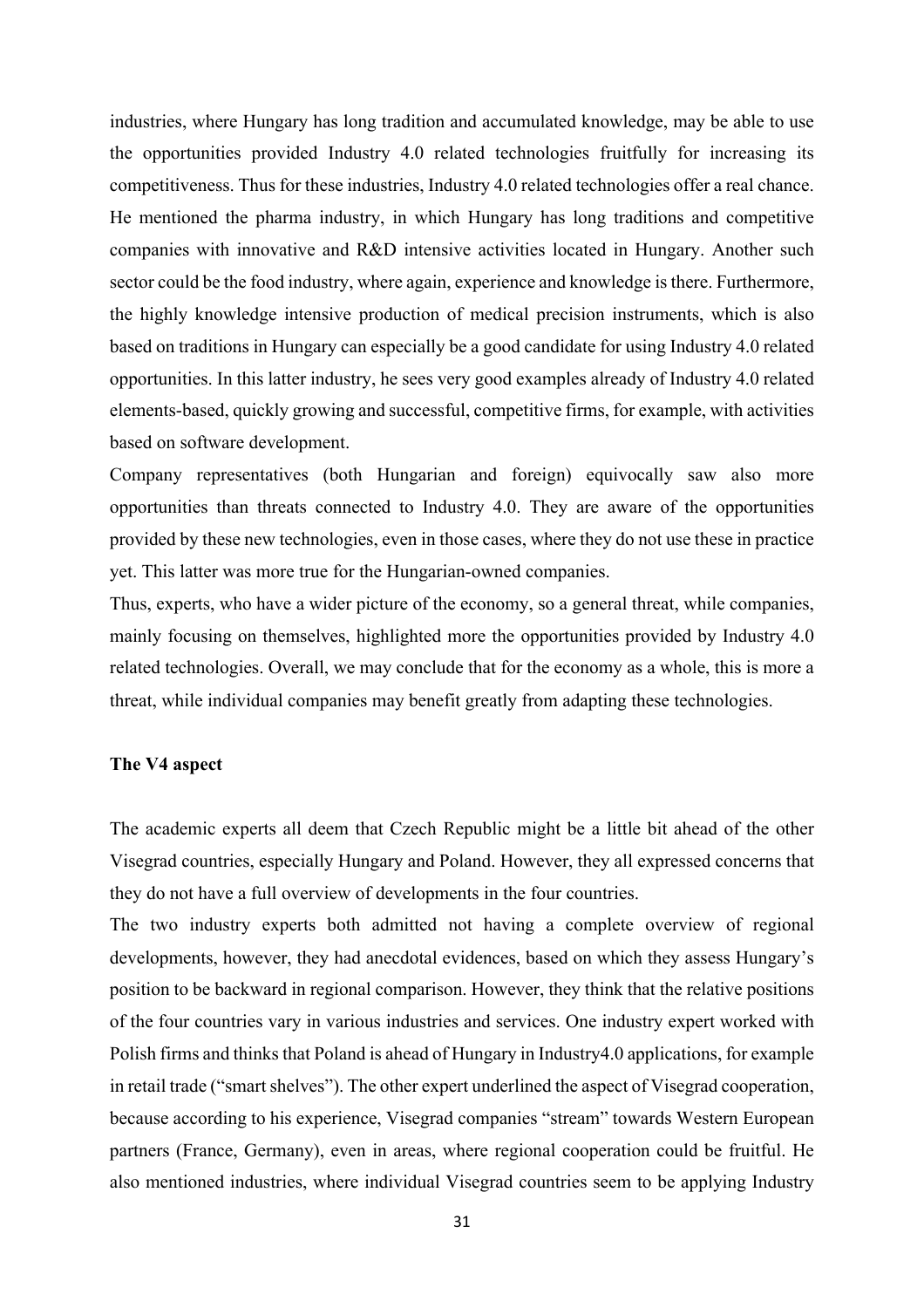industries, where Hungary has long tradition and accumulated knowledge, may be able to use the opportunities provided Industry 4.0 related technologies fruitfully for increasing its competitiveness. Thus for these industries, Industry 4.0 related technologies offer a real chance. He mentioned the pharma industry, in which Hungary has long traditions and competitive companies with innovative and R&D intensive activities located in Hungary. Another such sector could be the food industry, where again, experience and knowledge is there. Furthermore, the highly knowledge intensive production of medical precision instruments, which is also based on traditions in Hungary can especially be a good candidate for using Industry 4.0 related opportunities. In this latter industry, he sees very good examples already of Industry 4.0 related elements-based, quickly growing and successful, competitive firms, for example, with activities based on software development.

Company representatives (both Hungarian and foreign) equivocally saw also more opportunities than threats connected to Industry 4.0. They are aware of the opportunities provided by these new technologies, even in those cases, where they do not use these in practice yet. This latter was more true for the Hungarian-owned companies.

Thus, experts, who have a wider picture of the economy, so a general threat, while companies, mainly focusing on themselves, highlighted more the opportunities provided by Industry 4.0 related technologies. Overall, we may conclude that for the economy as a whole, this is more a threat, while individual companies may benefit greatly from adapting these technologies.

**The V4 aspect**

The academic experts all deem that Czech Republic might be a little bit ahead of the other Visegrad countries, especially Hungary and Poland. However, they all expressed concerns that they do not have a full overview of developments in the four countries.

The two industry experts both admitted not having a complete overview of regional developments, however, they had anecdotal evidences, based on which they assess Hungary's position to be backward in regional comparison. However, they think that the relative positions of the four countries vary in various industries and services. One industry expert worked with Polish firms and thinks that Poland is ahead of Hungary in Industry4.0 applications, for example in retail trade ("smart shelves"). The other expert underlined the aspect of Visegrad cooperation, because according to his experience, Visegrad companies "stream" towards Western European partners (France, Germany), even in areas, where regional cooperation could be fruitful. He also mentioned industries, where individual Visegrad countries seem to be applying Industry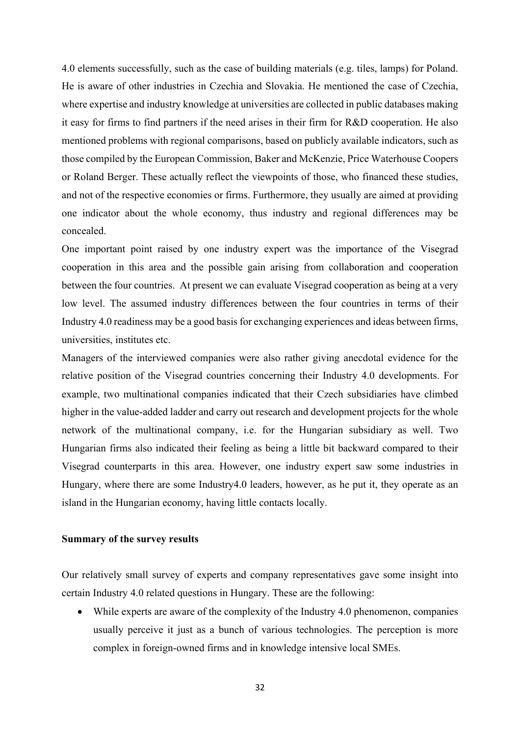4.0 elements successfully, such as the case of building materials (e.g. tiles, lamps) for Poland. He is aware of other industries in Czechia and Slovakia. He mentioned the case of Czechia, where expertise and industry knowledge at universities are collected in public databases making it easy for firms to find partners if the need arises in their firm for R&D cooperation. He also mentioned problems with regional comparisons, based on publicly available indicators, such as those compiled by the European Commission, Baker and McKenzie, Price Waterhouse Coopers or Roland Berger. These actually reflect the viewpoints of those, who financed these studies, and not of the respective economies or firms. Furthermore, they usually are aimed at providing one indicator about the whole economy, thus industry and regional differences may be concealed.

One important point raised by one industry expert was the importance of the Visegrad cooperation in this area and the possible gain arising from collaboration and cooperation between the four countries. At present we can evaluate Visegrad cooperation as being at a very low level. The assumed industry differences between the four countries in terms of their Industry 4.0 readiness may be a good basis for exchanging experiences and ideas between firms, universities, institutes etc.

Managers of the interviewed companies were also rather giving anecdotal evidence for the relative position of the Visegrad countries concerning their Industry 4.0 developments. For example, two multinational companies indicated that their Czech subsidiaries have climbed higher in the value-added ladder and carry out research and development projects for the whole network of the multinational company, i.e. for the Hungarian subsidiary as well. Two Hungarian firms also indicated their feeling as being a little bit backward compared to their Visegrad counterparts in this area. However, one industry expert saw some industries in Hungary, where there are some Industry4.0 leaders, however, as he put it, they operate as an island in the Hungarian economy, having little contacts locally.

**Summary of the survey results**

Our relatively small survey of experts and company representatives gave some insight into certain Industry 4.0 related questions in Hungary. These are the following:

- While experts are aware of the complexity of the Industry 4.0 phenomenon, companies usually perceive it just as a bunch of various technologies. The perception is more complex in foreign-owned firms and in knowledge intensive local SMEs.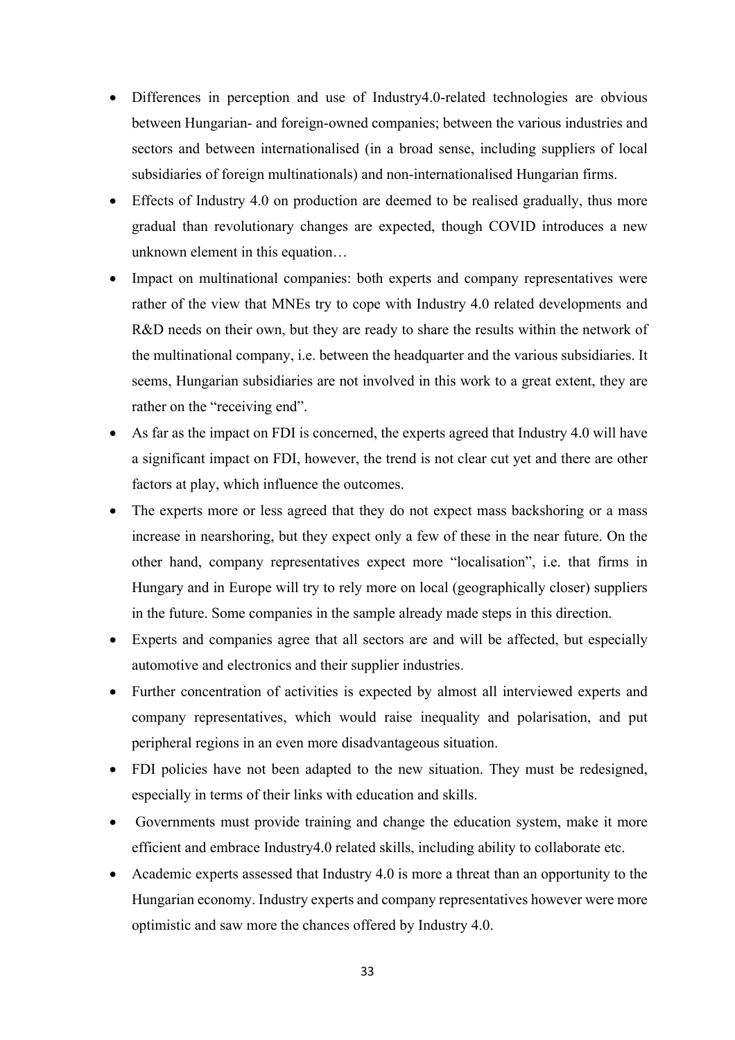- Differences in perception and use of Industry4.0-related technologies are obvious between Hungarian- and foreign-owned companies; between the various industries and sectors and between internationalised (in a broad sense, including suppliers of local subsidiaries of foreign multinationals) and non-internationalised Hungarian firms.
- Effects of Industry 4.0 on production are deemed to be realised gradually, thus more gradual than revolutionary changes are expected, though COVID introduces a new unknown element in this equation…
- Impact on multinational companies: both experts and company representatives were rather of the view that MNEs try to cope with Industry 4.0 related developments and R&D needs on their own, but they are ready to share the results within the network of the multinational company, i.e. between the headquarter and the various subsidiaries. It seems, Hungarian subsidiaries are not involved in this work to a great extent, they are rather on the "receiving end".
- As far as the impact on FDI is concerned, the experts agreed that Industry 4.0 will have a significant impact on FDI, however, the trend is not clear cut yet and there are other factors at play, which influence the outcomes.
- The experts more or less agreed that they do not expect mass backshoring or a mass increase in nearshoring, but they expect only a few of these in the near future. On the other hand, company representatives expect more "localisation", i.e. that firms in Hungary and in Europe will try to rely more on local (geographically closer) suppliers in the future. Some companies in the sample already made steps in this direction.
- Experts and companies agree that all sectors are and will be affected, but especially automotive and electronics and their supplier industries.
- Further concentration of activities is expected by almost all interviewed experts and company representatives, which would raise inequality and polarisation, and put peripheral regions in an even more disadvantageous situation.
- FDI policies have not been adapted to the new situation. They must be redesigned, especially in terms of their links with education and skills.
- Governments must provide training and change the education system, make it more efficient and embrace Industry4.0 related skills, including ability to collaborate etc.
- Academic experts assessed that Industry 4.0 is more a threat than an opportunity to the Hungarian economy. Industry experts and company representatives however were more optimistic and saw more the chances offered by Industry 4.0.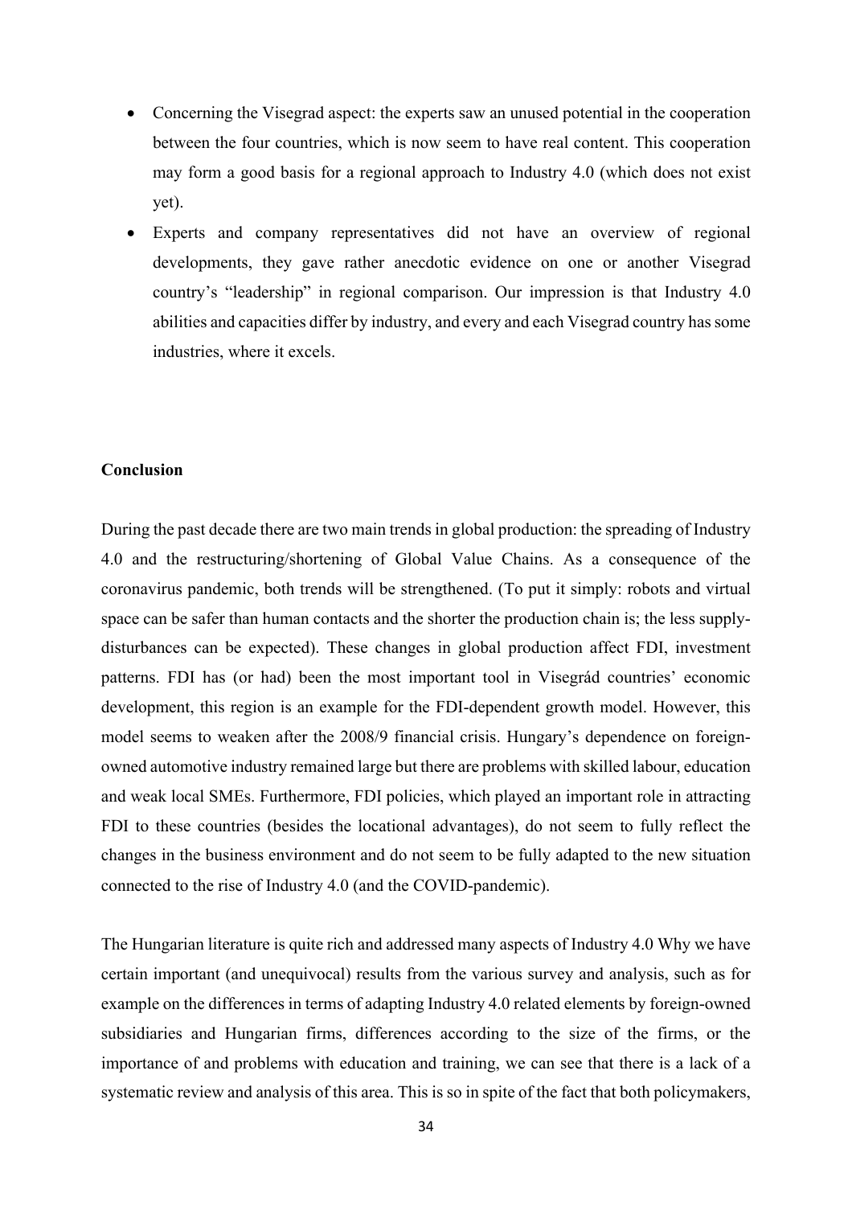- Concerning the Visegrad aspect: the experts saw an unused potential in the cooperation between the four countries, which is now seem to have real content. This cooperation may form a good basis for a regional approach to Industry 4.0 (which does not exist yet).
- Experts and company representatives did not have an overview of regional developments, they gave rather anecdotic evidence on one or another Visegrad country's "leadership" in regional comparison. Our impression is that Industry 4.0 abilities and capacities differ by industry, and every and each Visegrad country has some industries, where it excels.

**Conclusion**

During the past decade there are two main trends in global production: the spreading of Industry 4.0 and the restructuring/shortening of Global Value Chains. As a consequence of the coronavirus pandemic, both trends will be strengthened. (To put it simply: robots and virtual space can be safer than human contacts and the shorter the production chain is; the less supply-disturbances can be expected). These changes in global production affect FDI, investment patterns. FDI has (or had) been the most important tool in Visegrád countries' economic development, this region is an example for the FDI-dependent growth model. However, this model seems to weaken after the 2008/9 financial crisis. Hungary's dependence on foreign-owned automotive industry remained large but there are problems with skilled labour, education and weak local SMEs. Furthermore, FDI policies, which played an important role in attracting FDI to these countries (besides the locational advantages), do not seem to fully reflect the changes in the business environment and do not seem to be fully adapted to the new situation connected to the rise of Industry 4.0 (and the COVID-pandemic).

The Hungarian literature is quite rich and addressed many aspects of Industry 4.0 Why we have certain important (and unequivocal) results from the various survey and analysis, such as for example on the differences in terms of adapting Industry 4.0 related elements by foreign-owned subsidiaries and Hungarian firms, differences according to the size of the firms, or the importance of and problems with education and training, we can see that there is a lack of a systematic review and analysis of this area. This is so in spite of the fact that both policymakers,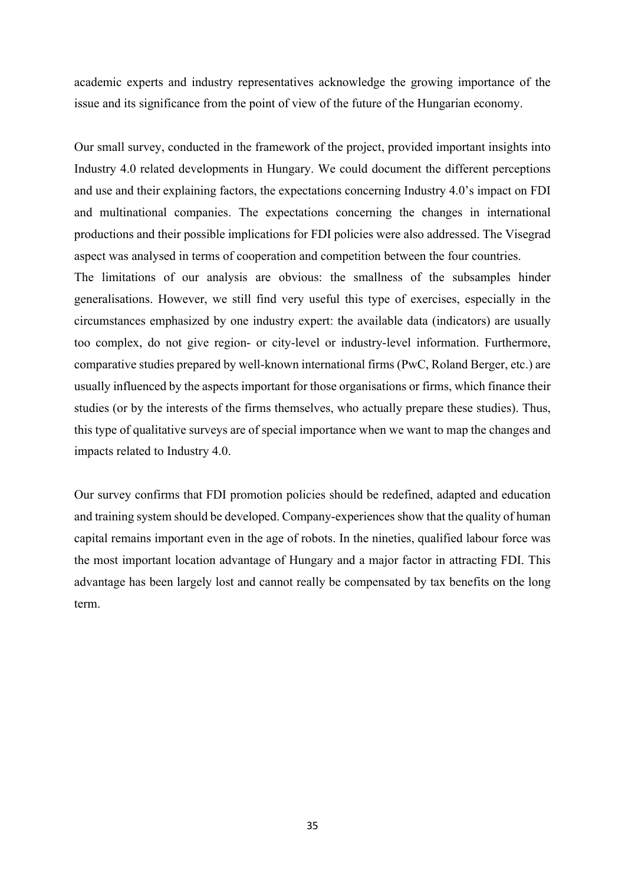academic experts and industry representatives acknowledge the growing importance of the issue and its significance from the point of view of the future of the Hungarian economy.

Our small survey, conducted in the framework of the project, provided important insights into Industry 4.0 related developments in Hungary. We could document the different perceptions and use and their explaining factors, the expectations concerning Industry 4.0's impact on FDI and multinational companies. The expectations concerning the changes in international productions and their possible implications for FDI policies were also addressed. The Visegrad aspect was analysed in terms of cooperation and competition between the four countries.

The limitations of our analysis are obvious: the smallness of the subsamples hinder generalisations. However, we still find very useful this type of exercises, especially in the circumstances emphasized by one industry expert: the available data (indicators) are usually too complex, do not give region- or city-level or industry-level information. Furthermore, comparative studies prepared by well-known international firms (PwC, Roland Berger, etc.) are usually influenced by the aspects important for those organisations or firms, which finance their studies (or by the interests of the firms themselves, who actually prepare these studies). Thus, this type of qualitative surveys are of special importance when we want to map the changes and impacts related to Industry 4.0.

Our survey confirms that FDI promotion policies should be redefined, adapted and education and training system should be developed. Company-experiences show that the quality of human capital remains important even in the age of robots. In the nineties, qualified labour force was the most important location advantage of Hungary and a major factor in attracting FDI. This advantage has been largely lost and cannot really be compensated by tax benefits on the long term.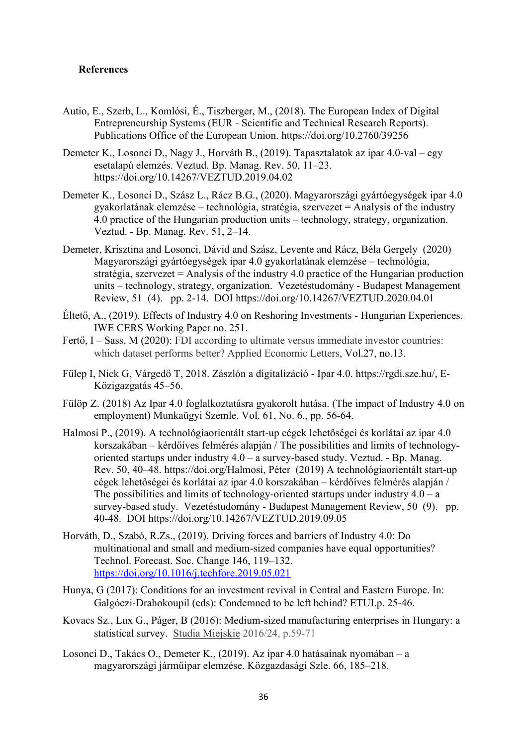**References**

Autio, E., Szerb, L., Komlósi, É., Tiszberger, M., (2018). The European Index of Digital Entrepreneurship Systems (EUR - Scientific and Technical Research Reports). Publications Office of the European Union. https://doi.org/10.2760/39256

Demeter K., Losonci D., Nagy J., Horváth B., (2019). Tapasztalatok az ipar 4.0-val – egy esetalapú elemzés. Veztud. Bp. Manag. Rev. 50, 11–23. https://doi.org/10.14267/VEZTUD.2019.04.02

Demeter K., Losonci D., Szász L., Rácz B.G., (2020). Magyarországi gyártóegységek ipar 4.0 gyakorlatának elemzése – technológia, stratégia, szervezet = Analysis of the industry 4.0 practice of the Hungarian production units – technology, strategy, organization. Veztud. - Bp. Manag. Rev. 51, 2–14.

Demeter, Krisztina and Losonci, Dávid and Szász, Levente and Rácz, Béla Gergely (2020) Magyarországi gyártóegységek ipar 4.0 gyakorlatának elemzése – technológia, stratégia, szervezet = Analysis of the industry 4.0 practice of the Hungarian production units – technology, strategy, organization. Vezetéstudomány - Budapest Management Review, 51 (4). pp. 2-14. DOI https://doi.org/10.14267/VEZTUD.2020.04.01

Éltető, A., (2019). Effects of Industry 4.0 on Reshoring Investments - Hungarian Experiences. IWE CERS Working Paper no. 251.

Fertő, I – Sass, M (2020): FDI according to ultimate versus immediate investor countries: which dataset performs better? Applied Economic Letters, Vol.27, no.13.

Fülep I, Nick G, Várgedő T, 2018. Zászlón a digitalizáció - Ipar 4.0. https://rgdi.sze.hu/, E-Közigazgatás 45–56.

Fülöp Z. (2018) Az Ipar 4.0 foglalkoztatásra gyakorolt hatása. (The impact of Industry 4.0 on employment) Munkaügyi Szemle, Vol. 61, No. 6., pp. 56-64.

Halmosi P., (2019). A technológiaorientált start-up cégek lehetőségei és korlátai az ipar 4.0 korszakában – kérdőíves felmérés alapján / The possibilities and limits of technology-oriented startups under industry 4.0 – a survey-based study. Veztud. - Bp. Manag. Rev. 50, 40–48. https://doi.org/Halmosi, Péter (2019) A technológiaorientált start-up cégek lehetőségei és korlátai az ipar 4.0 korszakában – kérdőíves felmérés alapján / The possibilities and limits of technology-oriented startups under industry 4.0 – a survey-based study. Vezetéstudomány - Budapest Management Review, 50 (9). pp. 40-48. DOI https://doi.org/10.14267/VEZTUD.2019.09.05

Horváth, D., Szabó, R.Zs., (2019). Driving forces and barriers of Industry 4.0: Do multinational and small and medium-sized companies have equal opportunities? Technol. Forecast. Soc. Change 146, 119–132. https://doi.org/10.1016/j.techfore.2019.05.021

Hunya, G (2017): Conditions for an investment revival in Central and Eastern Europe. In: Galgóczi-Drahokoupil (eds): Condemned to be left behind? ETUI.p. 25-46.

Kovacs Sz., Lux G., Páger, B (2016): Medium-sized manufacturing enterprises in Hungary: a statistical survey. Studia Miejskie 2016/24, p.59-71

Losonci D., Takács O., Demeter K., (2019). Az ipar 4.0 hatásainak nyomában – a magyarországi járműipar elemzése. Közgazdasági Szle. 66, 185–218.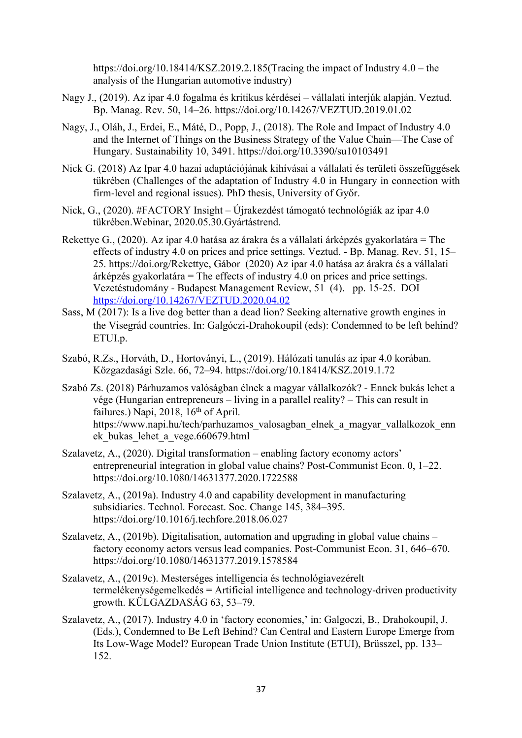https://doi.org/10.18414/KSZ.2019.2.185(Tracing the impact of Industry 4.0 – the analysis of the Hungarian automotive industry)

Nagy J., (2019). Az ipar 4.0 fogalma és kritikus kérdései – vállalati interjúk alapján. Veztud. Bp. Manag. Rev. 50, 14–26. https://doi.org/10.14267/VEZTUD.2019.01.02

Nagy, J., Oláh, J., Erdei, E., Máté, D., Popp, J., (2018). The Role and Impact of Industry 4.0 and the Internet of Things on the Business Strategy of the Value Chain—The Case of Hungary. Sustainability 10, 3491. https://doi.org/10.3390/su10103491

Nick G. (2018) Az Ipar 4.0 hazai adaptációjának kihívásai a vállalati és területi összefüggések tükrében (Challenges of the adaptation of Industry 4.0 in Hungary in connection with firm-level and regional issues). PhD thesis, University of Győr.

Nick, G., (2020). #FACTORY Insight – Újrakezdést támogató technológiák az ipar 4.0 tükrében.Webinar, 2020.05.30.Gyártástrend.

Rekettye G., (2020). Az ipar 4.0 hatása az árakra és a vállalati árképzés gyakorlatára = The effects of industry 4.0 on prices and price settings. Veztud. - Bp. Manag. Rev. 51, 15–25. https://doi.org/Rekettye, Gábor (2020) Az ipar 4.0 hatása az árakra és a vállalati árképzés gyakorlatára = The effects of industry 4.0 on prices and price settings. Vezetéstudomány - Budapest Management Review, 51 (4). pp. 15-25. DOI https://doi.org/10.14267/VEZTUD.2020.04.02

Sass, M (2017): Is a live dog better than a dead lion? Seeking alternative growth engines in the Visegrád countries. In: Galgóczi-Drahokoupil (eds): Condemned to be left behind? ETUI.p.

Szabó, R.Zs., Horváth, D., Hortoványi, L., (2019). Hálózati tanulás az ipar 4.0 korában. Közgazdasági Szle. 66, 72–94. https://doi.org/10.18414/KSZ.2019.1.72

Szabó Zs. (2018) Párhuzamos valóságban élnek a magyar vállalkozók? - Ennek bukás lehet a vége (Hungarian entrepreneurs – living in a parallel reality? – This can result in failures.) Napi, 2018, 16th of April. https://www.napi.hu/tech/parhuzamos_valosagban_elnek_a_magyar_vallalkozok_ennek_bukas_lehet_a_vege.660679.html

Szalavetz, A., (2020). Digital transformation – enabling factory economy actors' entrepreneurial integration in global value chains? Post-Communist Econ. 0, 1–22. https://doi.org/10.1080/14631377.2020.1722588

Szalavetz, A., (2019a). Industry 4.0 and capability development in manufacturing subsidiaries. Technol. Forecast. Soc. Change 145, 384–395. https://doi.org/10.1016/j.techfore.2018.06.027

Szalavetz, A., (2019b). Digitalisation, automation and upgrading in global value chains – factory economy actors versus lead companies. Post-Communist Econ. 31, 646–670. https://doi.org/10.1080/14631377.2019.1578584

Szalavetz, A., (2019c). Mesterséges intelligencia és technológiavezérelt termelékenységemelkedés = Artificial intelligence and technology-driven productivity growth. KÜLGAZDASÁG 63, 53–79.

Szalavetz, A., (2017). Industry 4.0 in 'factory economies,' in: Galgoczi, B., Drahokoupil, J. (Eds.), Condemned to Be Left Behind? Can Central and Eastern Europe Emerge from Its Low-Wage Model? European Trade Union Institute (ETUI), Brüsszel, pp. 133–152.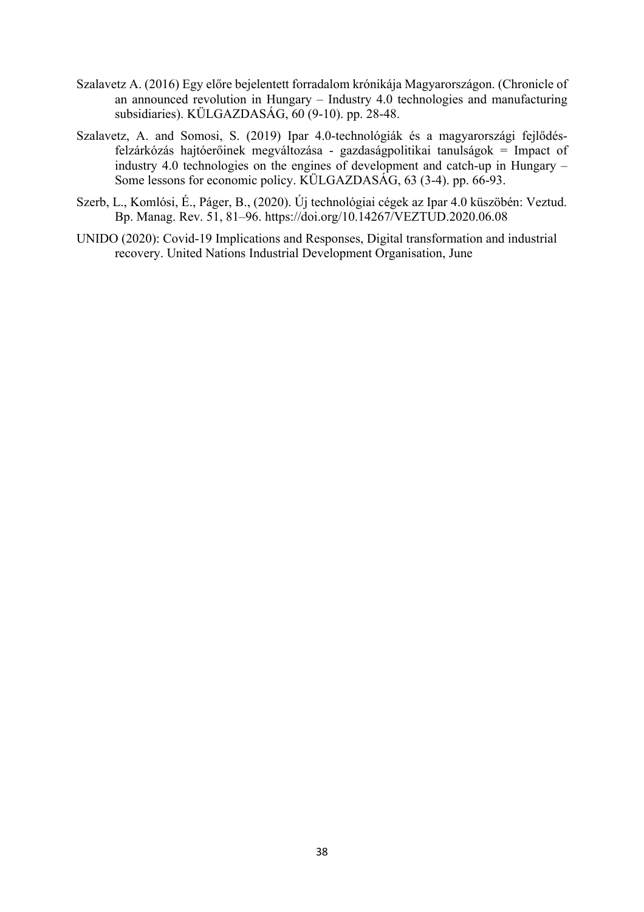Szalavetz A. (2016) Egy előre bejelentett forradalom krónikája Magyarországon. (Chronicle of an announced revolution in Hungary – Industry 4.0 technologies and manufacturing subsidiaries). KÜLGAZDASÁG, 60 (9-10). pp. 28-48.

Szalavetz, A. and Somosi, S. (2019) Ipar 4.0-technológiák és a magyarországi fejlődés-felzárkózás hajtóerőinek megváltozása - gazdaságpolitikai tanulságok = Impact of industry 4.0 technologies on the engines of development and catch-up in Hungary – Some lessons for economic policy. KÜLGAZDASÁG, 63 (3-4). pp. 66-93.

Szerb, L., Komlósi, É., Páger, B., (2020). Új technológiai cégek az Ipar 4.0 küszöbén: Veztud. Bp. Manag. Rev. 51, 81–96. https://doi.org/10.14267/VEZTUD.2020.06.08

UNIDO (2020): Covid-19 Implications and Responses, Digital transformation and industrial recovery. United Nations Industrial Development Organisation, June